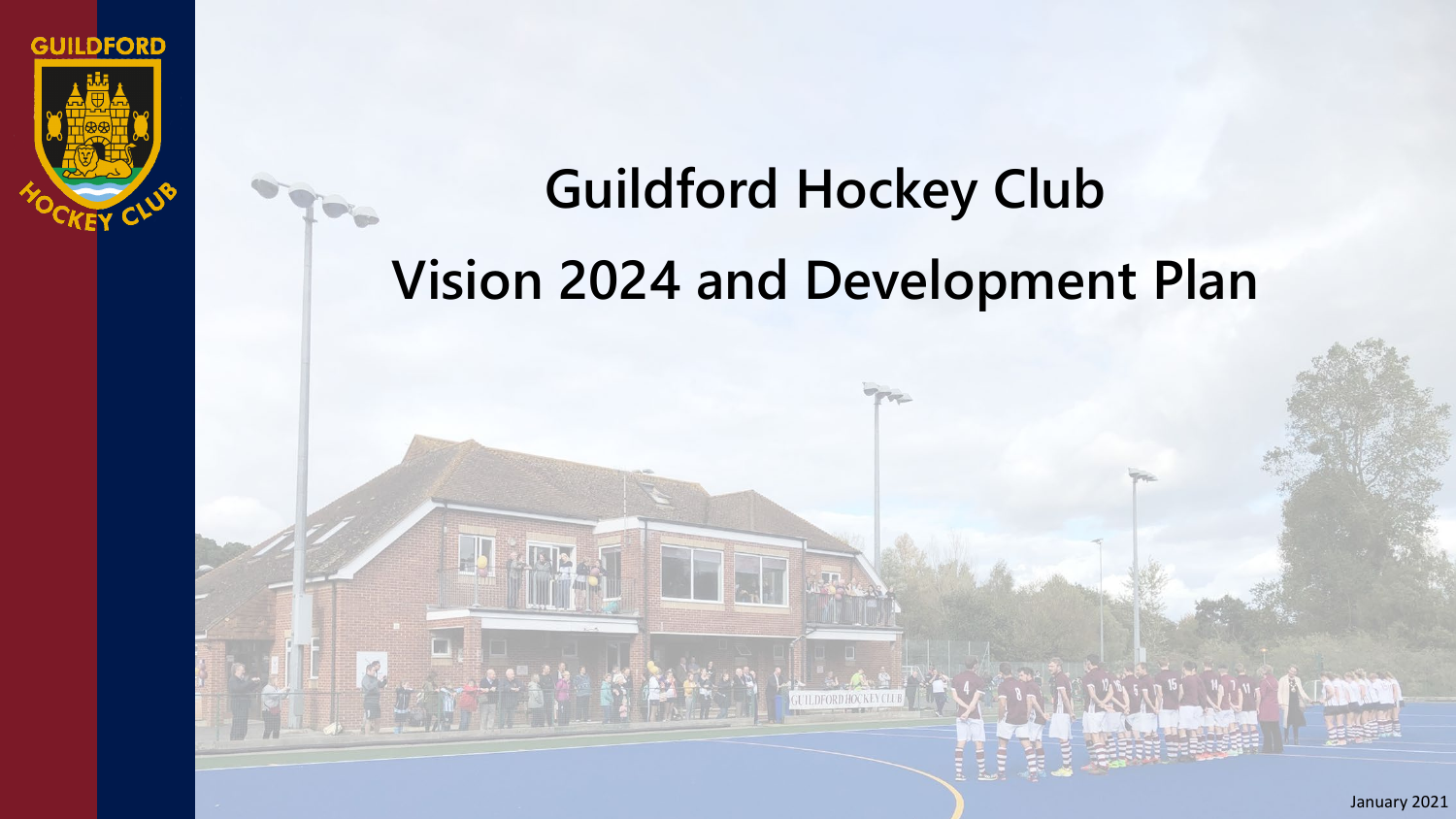# Guildford Hockey Club

# Vision 2024 and Development Plan

January 2021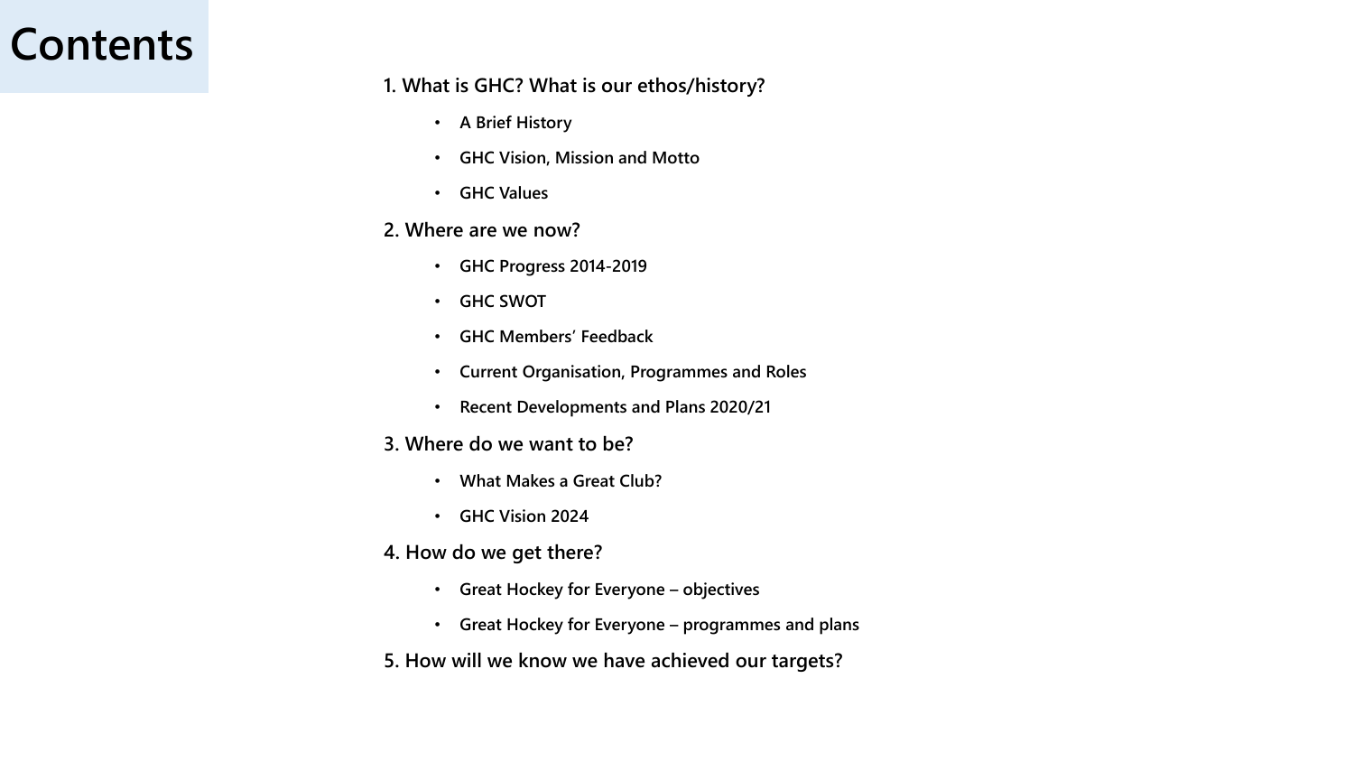# Contents

**1. What is GHC? What is our ethos/history?**

- **A Brief History**
- **GHC Vision, Mission and Motto**
- **GHC Values**

**2. Where are we now?**

- **GHC Progress 2014-2019**
- **GHC SWOT**
- **GHC Members' Feedback**
- **Current Organisation, Programmes and Roles**
- **Recent Developments and Plans 2020/21**

**3. Where do we want to be?**

- **What Makes a Great Club?**
- **GHC Vision 2024**

**4. How do we get there?**

- **Great Hockey for Everyone – objectives**
- **Great Hockey for Everyone – programmes and plans**

**5. How will we know we have achieved our targets?**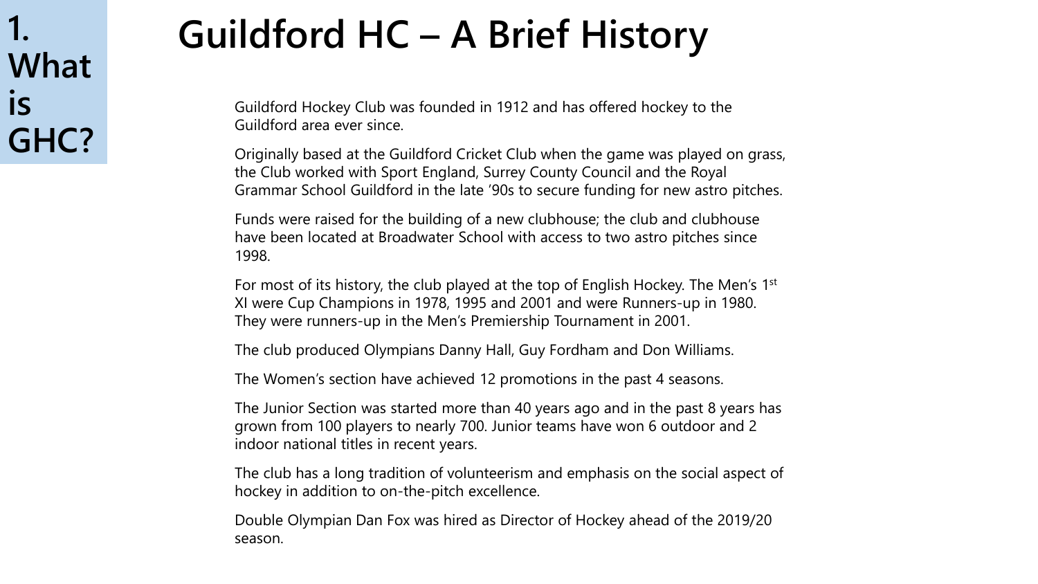**1. What is GHC?**

# Guildford HC – A Brief History

Guildford Hockey Club was founded in 1912 and has offered hockey to the Guildford area ever since.

Originally based at the Guildford Cricket Club when the game was played on grass, the Club worked with Sport England, Surrey County Council and the Royal Grammar School Guildford in the late '90s to secure funding for new astro pitches.

Funds were raised for the building of a new clubhouse; the club and clubhouse have been located at Broadwater School with access to two astro pitches since 1998.

For most of its history, the club played at the top of English Hockey. The Men's 1st XI were Cup Champions in 1978, 1995 and 2001 and were Runners-up in 1980. They were runners-up in the Men's Premiership Tournament in 2001.

The club produced Olympians Danny Hall, Guy Fordham and Don Williams.

The Women's section have achieved 12 promotions in the past 4 seasons.

The Junior Section was started more than 40 years ago and in the past 8 years has grown from 100 players to nearly 700. Junior teams have won 6 outdoor and 2 indoor national titles in recent years.

The club has a long tradition of volunteerism and emphasis on the social aspect of hockey in addition to on-the-pitch excellence.

Double Olympian Dan Fox was hired as Director of Hockey ahead of the 2019/20 season.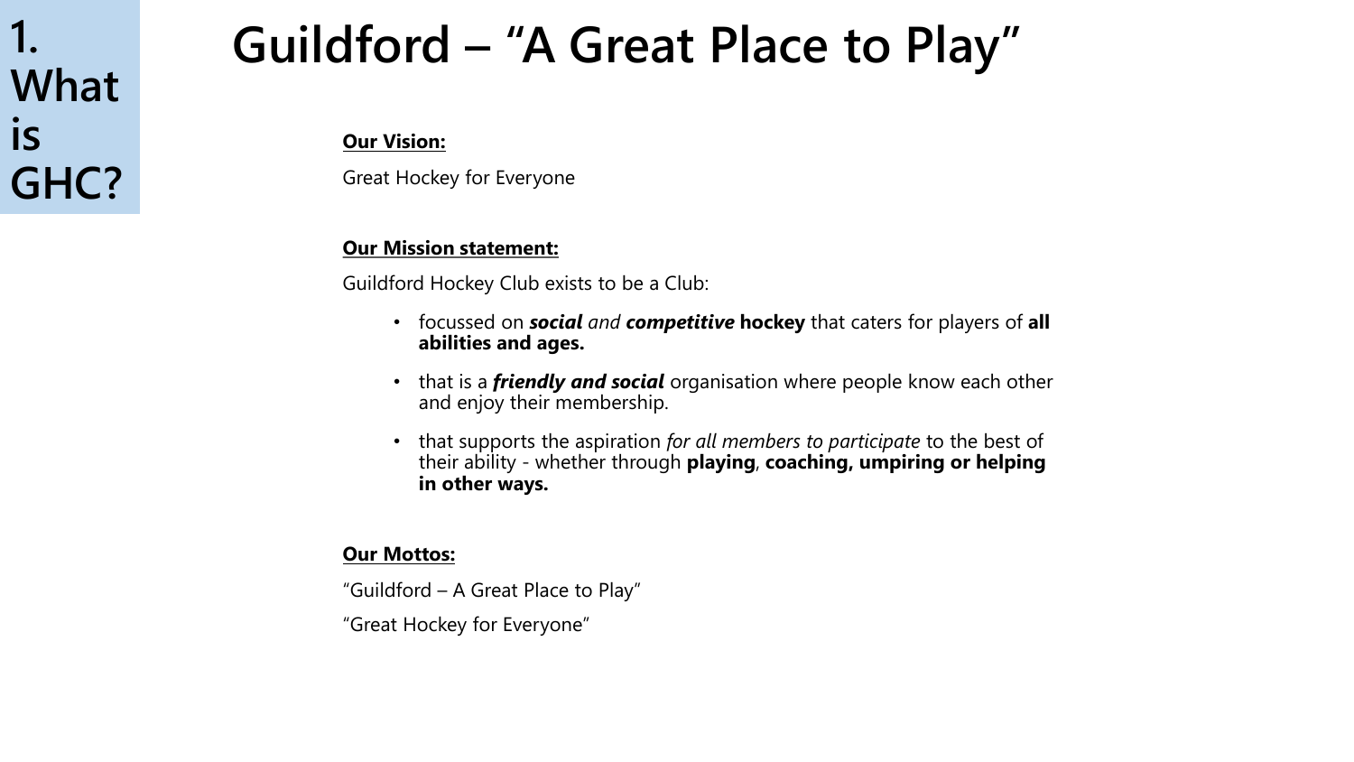**1. What is GHC?**

# Guildford – "A Great Place to Play"

**Our Vision:**

Great Hockey for Everyone

**Our Mission statement:**

Guildford Hockey Club exists to be a Club:

- focussed on ***social*** *and* ***competitive*** **hockey** that caters for players of **all abilities and ages.**
- that is a ***friendly and social*** organisation where people know each other and enjoy their membership.
- that supports the aspiration *for all members to participate* to the best of their ability - whether through **playing**, **coaching, umpiring or helping in other ways.**

**Our Mottos:**

"Guildford – A Great Place to Play"

"Great Hockey for Everyone"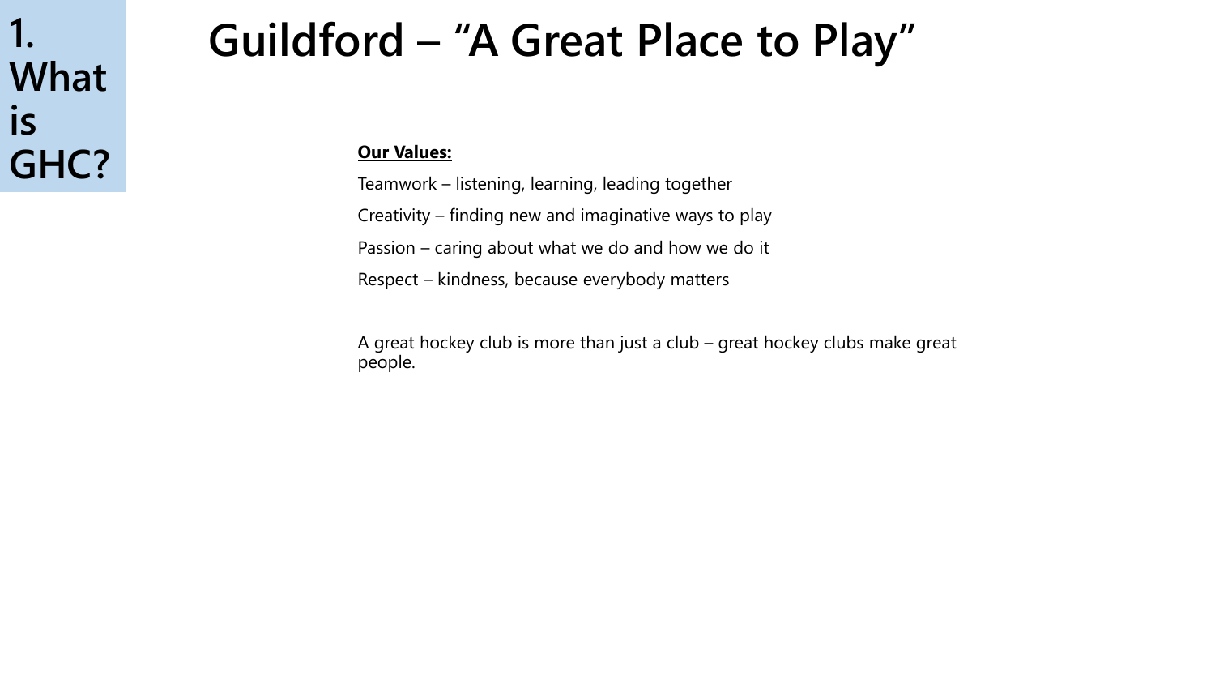**1. What is GHC?**

# Guildford – “A Great Place to Play”

**Our Values:**

Teamwork – listening, learning, leading together

Creativity – finding new and imaginative ways to play

Passion – caring about what we do and how we do it

Respect – kindness, because everybody matters

A great hockey club is more than just a club – great hockey clubs make great people.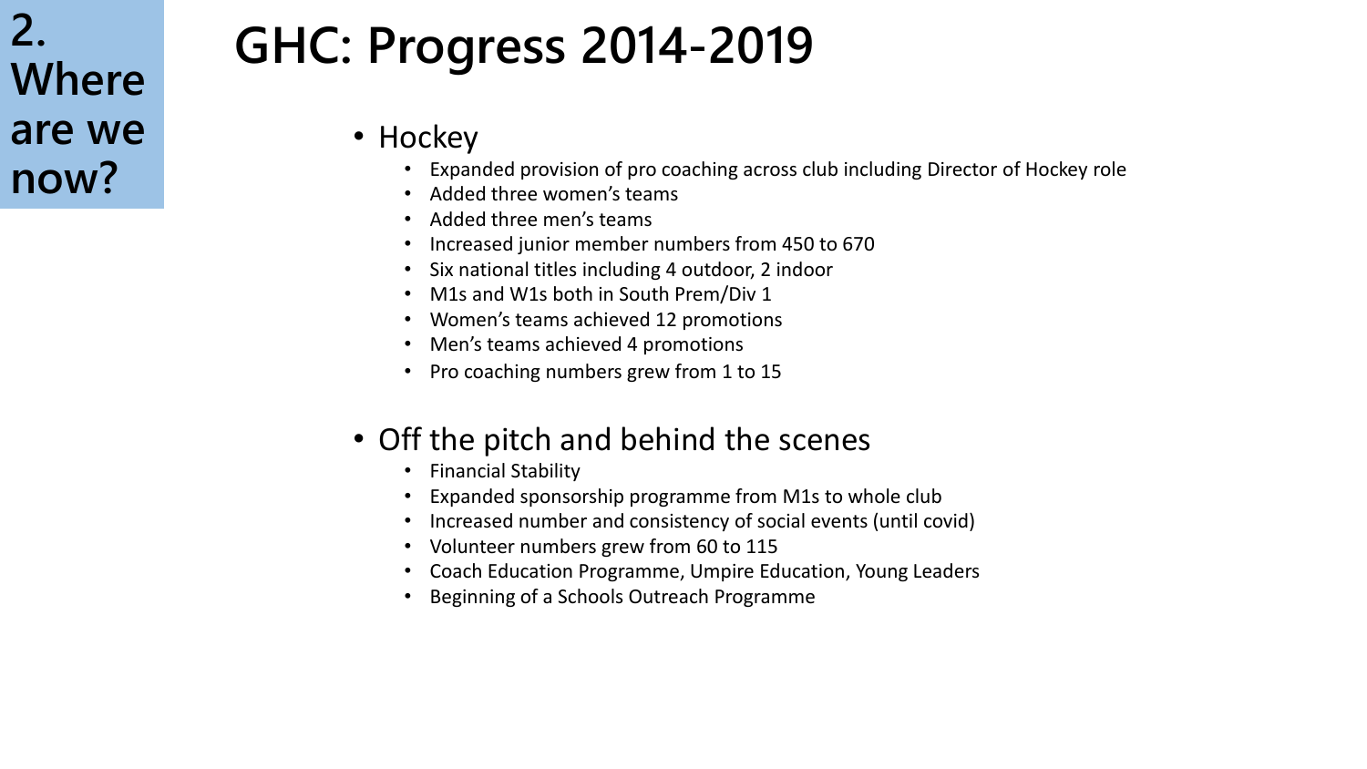**2. Where are we now?**

# GHC: Progress 2014-2019

- Hockey
  - Expanded provision of pro coaching across club including Director of Hockey role
  - Added three women's teams
  - Added three men's teams
  - Increased junior member numbers from 450 to 670
  - Six national titles including 4 outdoor, 2 indoor
  - M1s and W1s both in South Prem/Div 1
  - Women's teams achieved 12 promotions
  - Men's teams achieved 4 promotions
  - Pro coaching numbers grew from 1 to 15
- Off the pitch and behind the scenes
  - Financial Stability
  - Expanded sponsorship programme from M1s to whole club
  - Increased number and consistency of social events (until covid)
  - Volunteer numbers grew from 60 to 115
  - Coach Education Programme, Umpire Education, Young Leaders
  - Beginning of a Schools Outreach Programme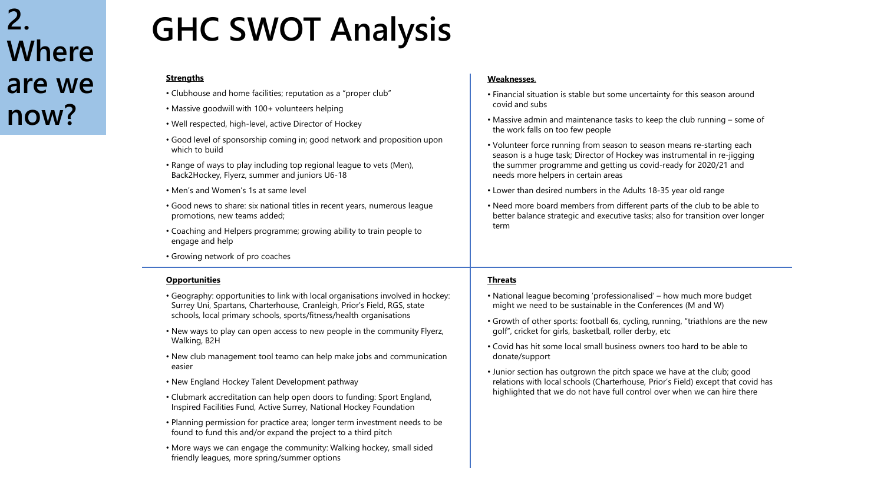# 2. Where are we now?

# GHC SWOT Analysis

**Strengths**

- Clubhouse and home facilities; reputation as a "proper club"
- Massive goodwill with 100+ volunteers helping
- Well respected, high-level, active Director of Hockey
- Good level of sponsorship coming in; good network and proposition upon which to build
- Range of ways to play including top regional league to vets (Men), Back2Hockey, Flyerz, summer and juniors U6-18
- Men's and Women's 1s at same level
- Good news to share: six national titles in recent years, numerous league promotions, new teams added;
- Coaching and Helpers programme; growing ability to train people to engage and help
- Growing network of pro coaches

**Weaknesses**

- Financial situation is stable but some uncertainty for this season around covid and subs
- Massive admin and maintenance tasks to keep the club running – some of the work falls on too few people
- Volunteer force running from season to season means re-starting each season is a huge task; Director of Hockey was instrumental in re-jigging the summer programme and getting us covid-ready for 2020/21 and needs more helpers in certain areas
- Lower than desired numbers in the Adults 18-35 year old range
- Need more board members from different parts of the club to be able to better balance strategic and executive tasks; also for transition over longer term

**Opportunities**

- Geography: opportunities to link with local organisations involved in hockey: Surrey Uni, Spartans, Charterhouse, Cranleigh, Prior's Field, RGS, state schools, local primary schools, sports/fitness/health organisations
- New ways to play can open access to new people in the community Flyerz, Walking, B2H
- New club management tool teamo can help make jobs and communication easier
- New England Hockey Talent Development pathway
- Clubmark accreditation can help open doors to funding: Sport England, Inspired Facilities Fund, Active Surrey, National Hockey Foundation
- Planning permission for practice area; longer term investment needs to be found to fund this and/or expand the project to a third pitch
- More ways we can engage the community: Walking hockey, small sided friendly leagues, more spring/summer options

**Threats**

- National league becoming 'professionalised' – how much more budget might we need to be sustainable in the Conferences (M and W)
- Growth of other sports: football 6s, cycling, running, "triathlons are the new golf", cricket for girls, basketball, roller derby, etc
- Covid has hit some local small business owners too hard to be able to donate/support
- Junior section has outgrown the pitch space we have at the club; good relations with local schools (Charterhouse, Prior's Field) except that covid has highlighted that we do not have full control over when we can hire there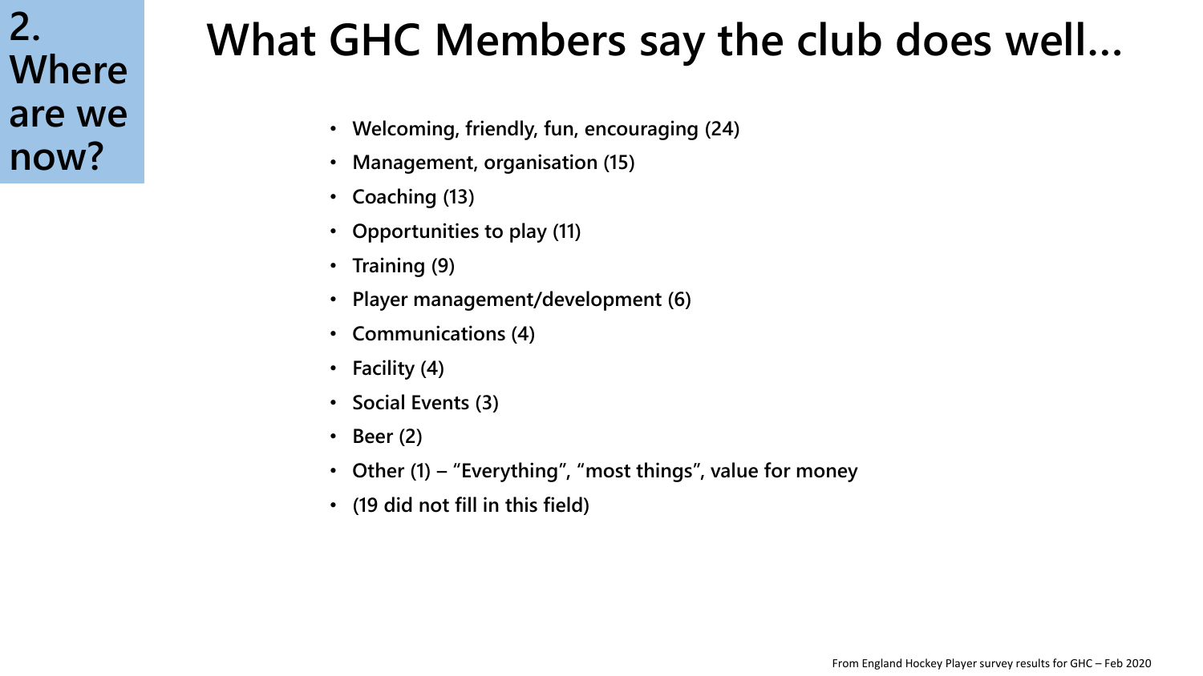**2. Where are we now?**

# What GHC Members say the club does well…

- **Welcoming, friendly, fun, encouraging (24)**
- **Management, organisation (15)**
- **Coaching (13)**
- **Opportunities to play (11)**
- **Training (9)**
- **Player management/development (6)**
- **Communications (4)**
- **Facility (4)**
- **Social Events (3)**
- **Beer (2)**
- **Other (1) – "Everything", "most things", value for money**
- **(19 did not fill in this field)**

From England Hockey Player survey results for GHC – Feb 2020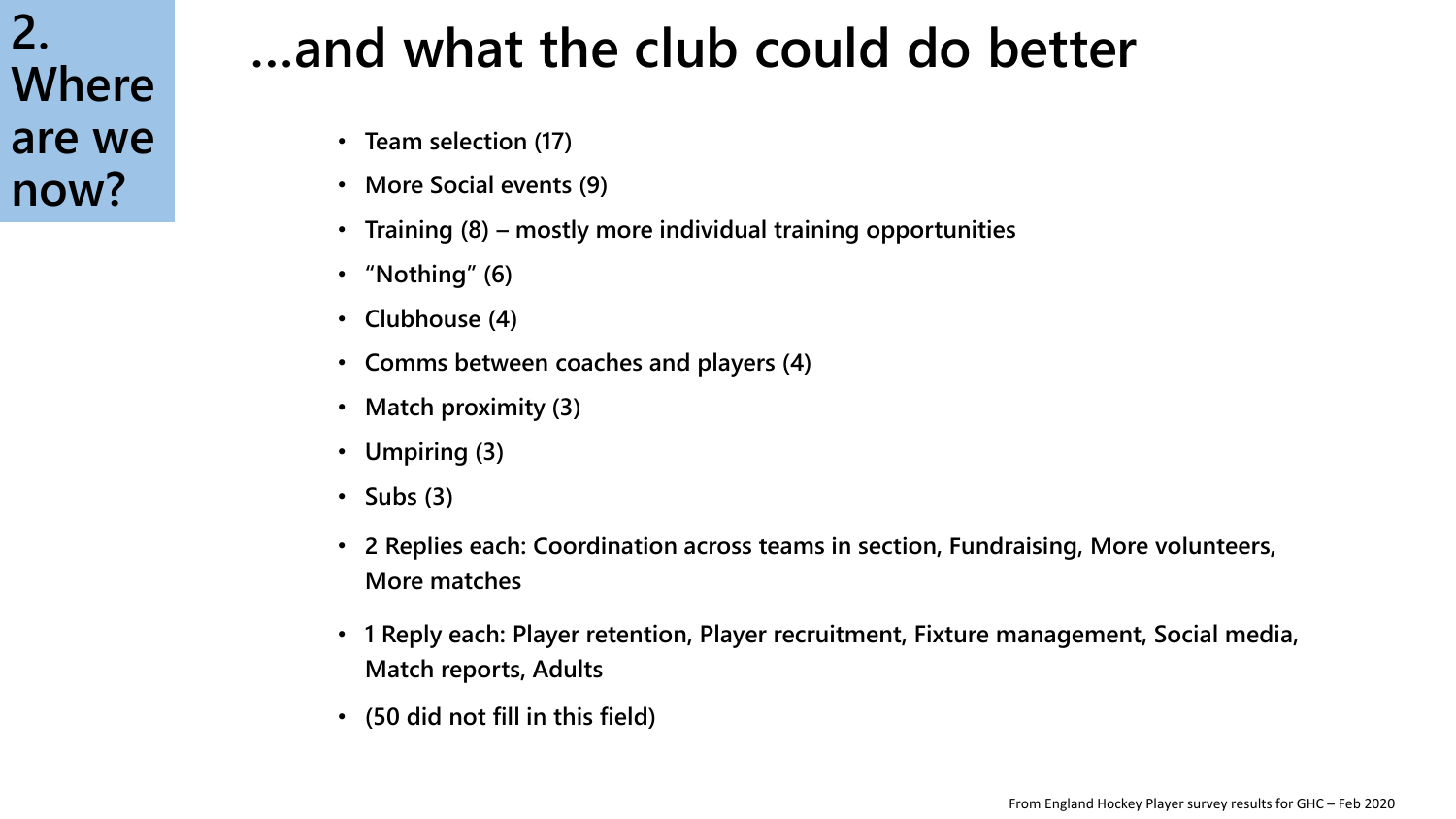**2. Where are we now?**

# ...and what the club could do better

- **Team selection (17)**
- **More Social events (9)**
- **Training (8) – mostly more individual training opportunities**
- **"Nothing" (6)**
- **Clubhouse (4)**
- **Comms between coaches and players (4)**
- **Match proximity (3)**
- **Umpiring (3)**
- **Subs (3)**
- **2 Replies each: Coordination across teams in section, Fundraising, More volunteers, More matches**
- **1 Reply each: Player retention, Player recruitment, Fixture management, Social media, Match reports, Adults**
- **(50 did not fill in this field)**

From England Hockey Player survey results for GHC – Feb 2020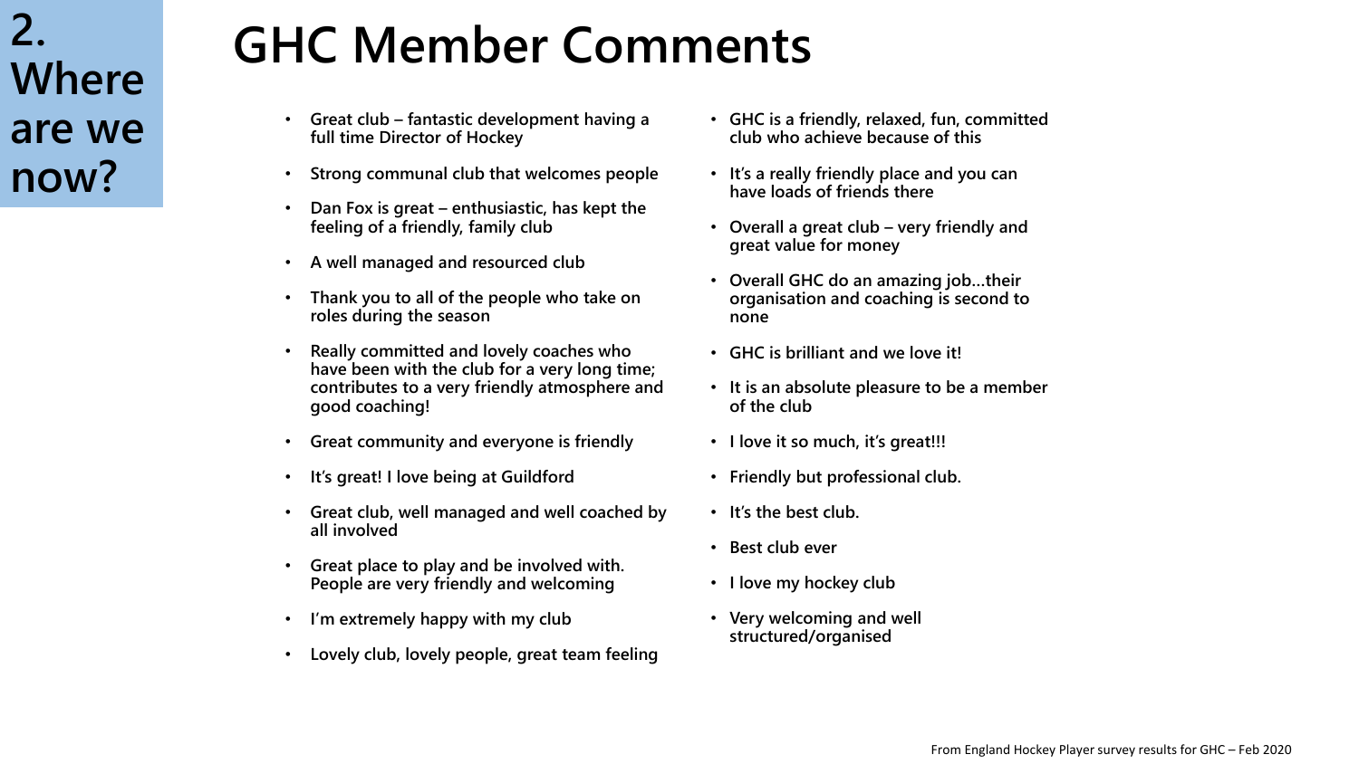**2. Where are we now?**

# GHC Member Comments

- Great club – fantastic development having a full time Director of Hockey
- Strong communal club that welcomes people
- Dan Fox is great – enthusiastic, has kept the feeling of a friendly, family club
- A well managed and resourced club
- Thank you to all of the people who take on roles during the season
- Really committed and lovely coaches who have been with the club for a very long time; contributes to a very friendly atmosphere and good coaching!
- Great community and everyone is friendly
- It's great! I love being at Guildford
- Great club, well managed and well coached by all involved
- Great place to play and be involved with. People are very friendly and welcoming
- I'm extremely happy with my club
- Lovely club, lovely people, great team feeling
- GHC is a friendly, relaxed, fun, committed club who achieve because of this
- It's a really friendly place and you can have loads of friends there
- Overall a great club – very friendly and great value for money
- Overall GHC do an amazing job…their organisation and coaching is second to none
- GHC is brilliant and we love it!
- It is an absolute pleasure to be a member of the club
- I love it so much, it's great!!!
- Friendly but professional club.
- It's the best club.
- Best club ever
- I love my hockey club
- Very welcoming and well structured/organised

From England Hockey Player survey results for GHC – Feb 2020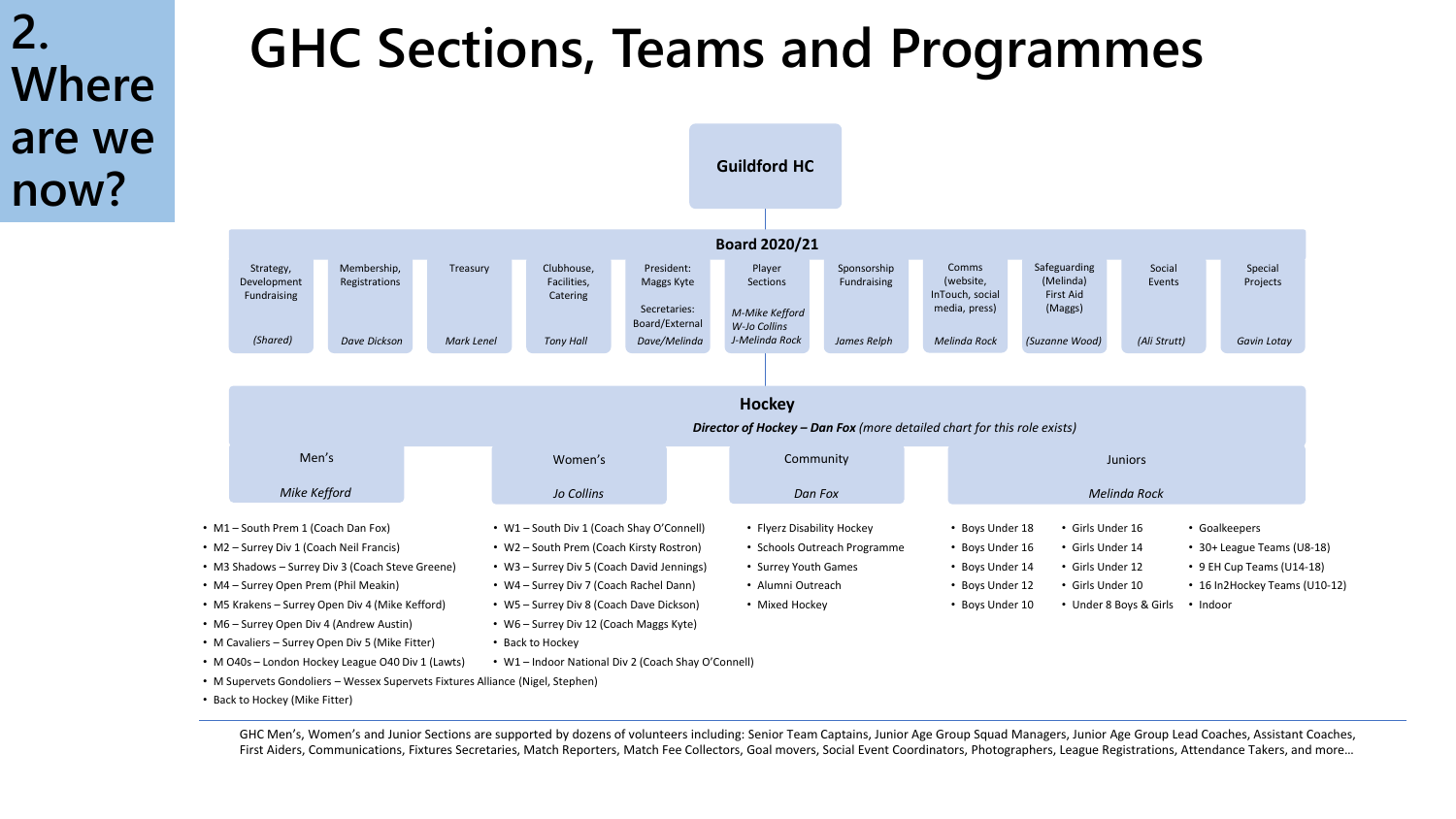# 2. Where are we now?

# GHC Sections, Teams and Programmes

**Guildford HC**

**Board 2020/21**

| Strategy, Development Fundraising | Membership, Registrations | Treasury | Clubhouse, Facilities, Catering | President: Maggs Kyte<br><br>Secretaries: Board/External | Player Sections | Sponsorship Fundraising | Comms (website, InTouch, social media, press) | Safeguarding (Melinda) First Aid (Maggs) | Social Events | Special Projects |
|---|---|---|---|---|---|---|---|---|---|---|
| *(Shared)* | *Dave Dickson* | *Mark Lenel* | *Tony Hall* | *Dave/Melinda* | *M-Mike Kefford*<br>*W-Jo Collins*<br>*J-Melinda Rock* | *James Relph* | *Melinda Rock* | *(Suzanne Wood)* | *(Ali Strutt)* | *Gavin Lotay* |

**Hockey**

***Director of Hockey – Dan Fox*** *(more detailed chart for this role exists)*

| Men's | Women's | Community | Juniors |
|---|---|---|---|
| *Mike Kefford* | *Jo Collins* | *Dan Fox* | *Melinda Rock* |

**Men's**

- M1 – South Prem 1 (Coach Dan Fox)
- M2 – Surrey Div 1 (Coach Neil Francis)
- M3 Shadows – Surrey Div 3 (Coach Steve Greene)
- M4 – Surrey Open Prem (Phil Meakin)
- M5 Krakens – Surrey Open Div 4 (Mike Kefford)
- M6 – Surrey Open Div 4 (Andrew Austin)
- M Cavaliers – Surrey Open Div 5 (Mike Fitter)
- M O40s – London Hockey League O40 Div 1 (Lawts)
- M Supervets Gondoliers – Wessex Supervets Fixtures Alliance (Nigel, Stephen)
- Back to Hockey (Mike Fitter)

**Women's**

- W1 – South Div 1 (Coach Shay O'Connell)
- W2 – South Prem (Coach Kirsty Rostron)
- W3 – Surrey Div 5 (Coach David Jennings)
- W4 – Surrey Div 7 (Coach Rachel Dann)
- W5 – Surrey Div 8 (Coach Dave Dickson)
- W6 – Surrey Div 12 (Coach Maggs Kyte)
- Back to Hockey
- W1 – Indoor National Div 2 (Coach Shay O'Connell)

**Community**

- Flyerz Disability Hockey
- Schools Outreach Programme
- Surrey Youth Games
- Alumni Outreach
- Mixed Hockey

**Juniors**

- Boys Under 18
- Boys Under 16
- Boys Under 14
- Boys Under 12
- Boys Under 10
- Girls Under 16
- Girls Under 14
- Girls Under 12
- Girls Under 10
- Under 8 Boys & Girls
- Goalkeepers
- 30+ League Teams (U8-18)
- 9 EH Cup Teams (U14-18)
- 16 In2Hockey Teams (U10-12)
- Indoor

GHC Men's, Women's and Junior Sections are supported by dozens of volunteers including: Senior Team Captains, Junior Age Group Squad Managers, Junior Age Group Lead Coaches, Assistant Coaches, First Aiders, Communications, Fixtures Secretaries, Match Reporters, Match Fee Collectors, Goal movers, Social Event Coordinators, Photographers, League Registrations, Attendance Takers, and more…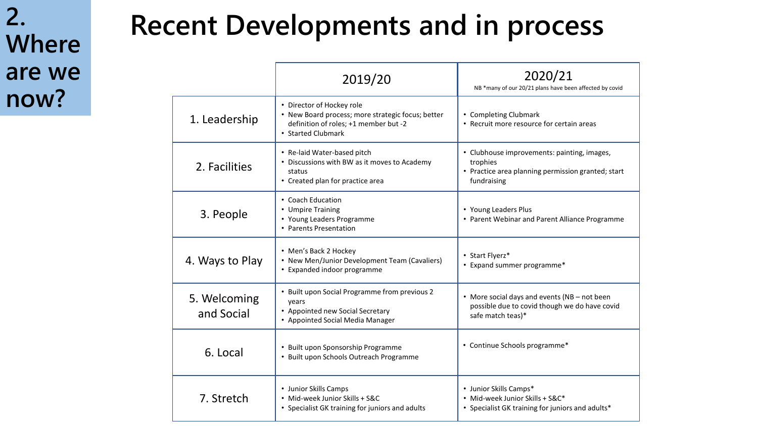2\. Where are we now?

# Recent Developments and in process

| | 2019/20 | 2020/21<br>NB *many of our 20/21 plans have been affected by covid |
|---|---|---|
| 1. Leadership | • Director of Hockey role<br>• New Board process; more strategic focus; better definition of roles; +1 member but -2<br>• Started Clubmark | • Completing Clubmark<br>• Recruit more resource for certain areas |
| 2. Facilities | • Re-laid Water-based pitch<br>• Discussions with BW as it moves to Academy status<br>• Created plan for practice area | • Clubhouse improvements: painting, images, trophies<br>• Practice area planning permission granted; start fundraising |
| 3. People | • Coach Education<br>• Umpire Training<br>• Young Leaders Programme<br>• Parents Presentation | • Young Leaders Plus<br>• Parent Webinar and Parent Alliance Programme |
| 4. Ways to Play | • Men's Back 2 Hockey<br>• New Men/Junior Development Team (Cavaliers)<br>• Expanded indoor programme | • Start Flyerz*<br>• Expand summer programme* |
| 5. Welcoming and Social | • Built upon Social Programme from previous 2 years<br>• Appointed new Social Secretary<br>• Appointed Social Media Manager | • More social days and events (NB – not been possible due to covid though we do have covid safe match teas)* |
| 6. Local | • Built upon Sponsorship Programme<br>• Built upon Schools Outreach Programme | • Continue Schools programme* |
| 7. Stretch | • Junior Skills Camps<br>• Mid-week Junior Skills + S&C<br>• Specialist GK training for juniors and adults | • Junior Skills Camps*<br>• Mid-week Junior Skills + S&C*<br>• Specialist GK training for juniors and adults* |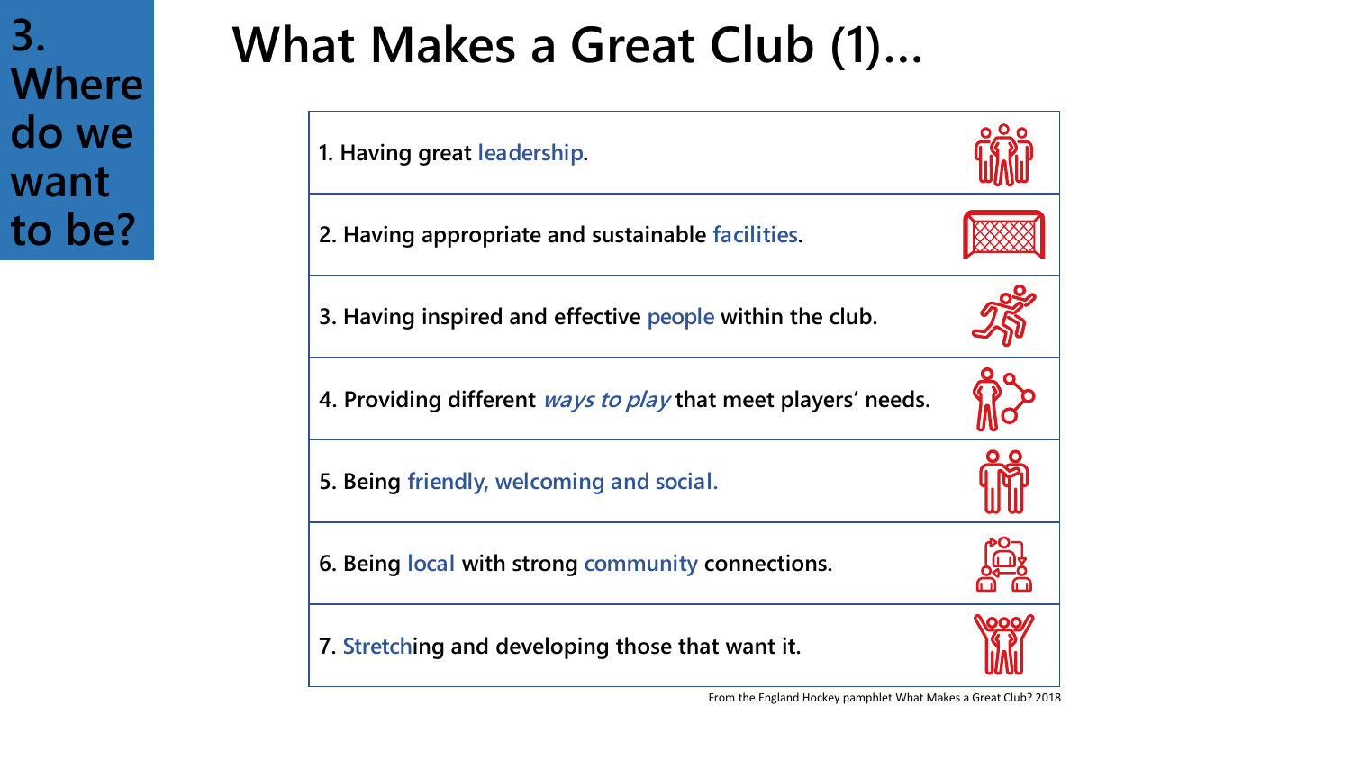**3. Where do we want to be?**

# What Makes a Great Club (1)…

| |
|---|
| 1. Having great leadership. |
| 2. Having appropriate and sustainable facilities. |
| 3. Having inspired and effective people within the club. |
| 4. Providing different *ways to play* that meet players' needs. |
| 5. Being friendly, welcoming and social. |
| 6. Being local with strong community connections. |
| 7. Stretching and developing those that want it. |

From the England Hockey pamphlet What Makes a Great Club? 2018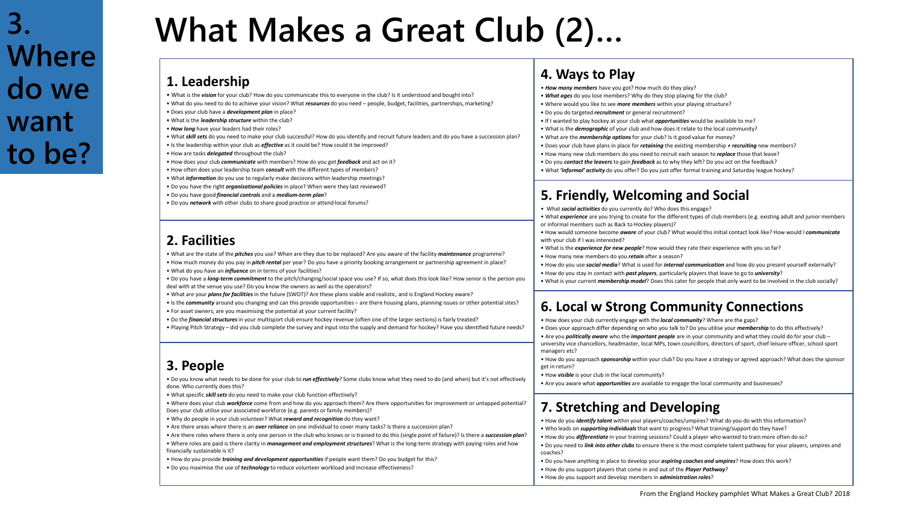# 3. Where do we want to be?

# What Makes a Great Club (2)...

## 1. Leadership

- What is the ***vision*** for your club? How do you communicate this to everyone in the club? Is it understood and bought into?
- What do you need to do to achieve your vision? What ***resources*** do you need – people, budget, facilities, partnerships, marketing?
- Does your club have a ***development plan*** in place?
- What is the ***leadership structure*** within the club?
- ***How long*** have your leaders had their roles?
- What ***skill sets*** do you need to make your club successful? How do you identify and recruit future leaders and do you have a succession plan?
- Is the leadership within your club as ***effective*** as it could be? How could it be improved?
- How are tasks ***delegated*** throughout the club?
- How does your club ***communicate*** with members? How do you get ***feedback*** and act on it?
- How often does your leadership team ***consult*** with the different types of members?
- What ***information*** do you use to regularly make decisions within leadership meetings?
- Do you have the right ***organisational policies*** in place? When were they last reviewed?
- Do you have good ***financial controls*** and a ***medium-term plan***?
- Do you ***network*** with other clubs to share good practice or attend local forums?

## 2. Facilities

- What are the state of the ***pitches*** you use? When are they due to be replaced? Are you aware of the facility ***maintenance*** programme?
- How much money do you pay in ***pitch rental*** per year? Do you have a priority booking arrangement or partnership agreement in place?
- What do you have an ***influence*** on in terms of your facilities?
- Do you have a ***long-term commitment*** to the pitch/changing/social space you use? If so, what does this look like? How senior is the person you deal with at the venue you use? Do you know the owners as well as the operators?
- What are your ***plans for facilities*** in the future (SWOT)? Are these plans viable and realistic, and is England Hockey aware?
- Is the ***community*** around you changing and can this provide opportunities – are there housing plans, planning issues or other potential sites?
- For asset owners, are you maximising the potential at your current facility?
- Do the ***financial structures*** in your multisport club ensure hockey revenue (often one of the larger sections) is fairly treated?
- Playing Pitch Strategy – did you club complete the survey and input into the supply and demand for hockey? Have you identified future needs?

## 3. People

- Do you know what needs to be done for your club to ***run effectively***? Some clubs know what they need to do (and when) but it's not effectively done. Who currently does this?
- What specific ***skill sets*** do you need to make your club function effectively?
- Where does your club ***workforce*** come from and how do you approach them? Are there opportunities for improvement or untapped potential? Does your club utilise your associated workforce (e.g. parents or family members)?
- Why do people in your club volunteer? What ***reward and recognition*** do they want?
- Are there areas where there is an ***over reliance*** on one individual to cover many tasks? Is there a succession plan?
- Are there roles where there is only one person in the club who knows or is trained to do this (single point of failure)? Is there a ***succession plan***?
- Where roles are paid is there clarity in ***management and employment structures***? What is the long-term strategy with paying roles and how financially sustainable is it?
- How do you provide ***training and development opportunities*** if people want them? Do you budget for this?
- Do you maximise the use of ***technology*** to reduce volunteer workload and increase effectiveness?

## 4. Ways to Play

- ***How many members*** have you got? How much do they play?
- ***What ages*** do you lose members? Why do they stop playing for the club?
- Where would you like to see ***more members*** within your playing structure?
- Do you do targeted ***recruitment*** or general recruitment?
- If I wanted to play hockey at your club what ***opportunities*** would be available to me?
- What is the ***demographic*** of your club and how does it relate to the local community?
- What are the ***membership options*** for your club? Is it good value for money?
- Does your club have plans in place for ***retaining*** the existing membership ***+ recruiting*** new members?
- How many new club members do you need to recruit each season to ***replace*** those that leave?
- Do you ***contact the leavers*** to gain ***feedback*** as to why they left? Do you act on the feedback?
- What ***'informal' activity*** do you offer? Do you just offer formal training and Saturday league hockey?

## 5. Friendly, Welcoming and Social

- What ***social activities*** do you currently do? Who does this engage?
- What ***experience*** are you trying to create for the different types of club members (e.g. existing adult and junior members or informal members such as Back to Hockey players)?
- How would someone become ***aware*** of your club? What would this initial contact look like? How would I ***communicate*** with your club if I was interested?
- What is the ***experience for new people***? How would they rate their experience with you so far?
- How many new members do you ***retain*** after a season?
- How do you use ***social media***? What is used for ***internal communication*** and how do you present yourself externally?
- How do you stay in contact with ***past players***, particularly players that leave to go to ***university***?
- What is your current ***membership model***? Does this cater for people that only want to be involved in the club socially?

## 6. Local w Strong Community Connections

- How does your club currently engage with the ***local community***? Where are the gaps?
- Does your approach differ depending on who you talk to? Do you utilise your ***membership*** to do this effectively?
- Are you ***politically aware*** who the ***important people*** are in your community and what they could do for your club – university vice chancellors, headmaster, local MPs, town councillors, directors of sport, chief leisure officer, school sport managers etc?
- How do you approach ***sponsorship*** within your club? Do you have a strategy or agreed approach? What does the sponsor get in return?
- How ***visible*** is your club in the local community?
- Are you aware what ***opportunities*** are available to engage the local community and businesses?

## 7. Stretching and Developing

- How do you ***identify talent*** within your players/coaches/umpires? What do you do with this information?
- Who leads on ***supporting individuals*** that want to progress? What training/support do they have?
- How do you ***differentiate*** in your training sessions? Could a player who wanted to train more often do so?
- Do you need to ***link into other clubs*** to ensure there is the most complete talent pathway for your players, umpires and coaches?
- Do you have anything in place to develop your ***aspiring coaches and umpires***? How does this work?
- How do you support players that come in and out of the ***Player Pathway***?
- How do you support and develop members in ***administration roles***?

From the England Hockey pamphlet What Makes a Great Club? 2018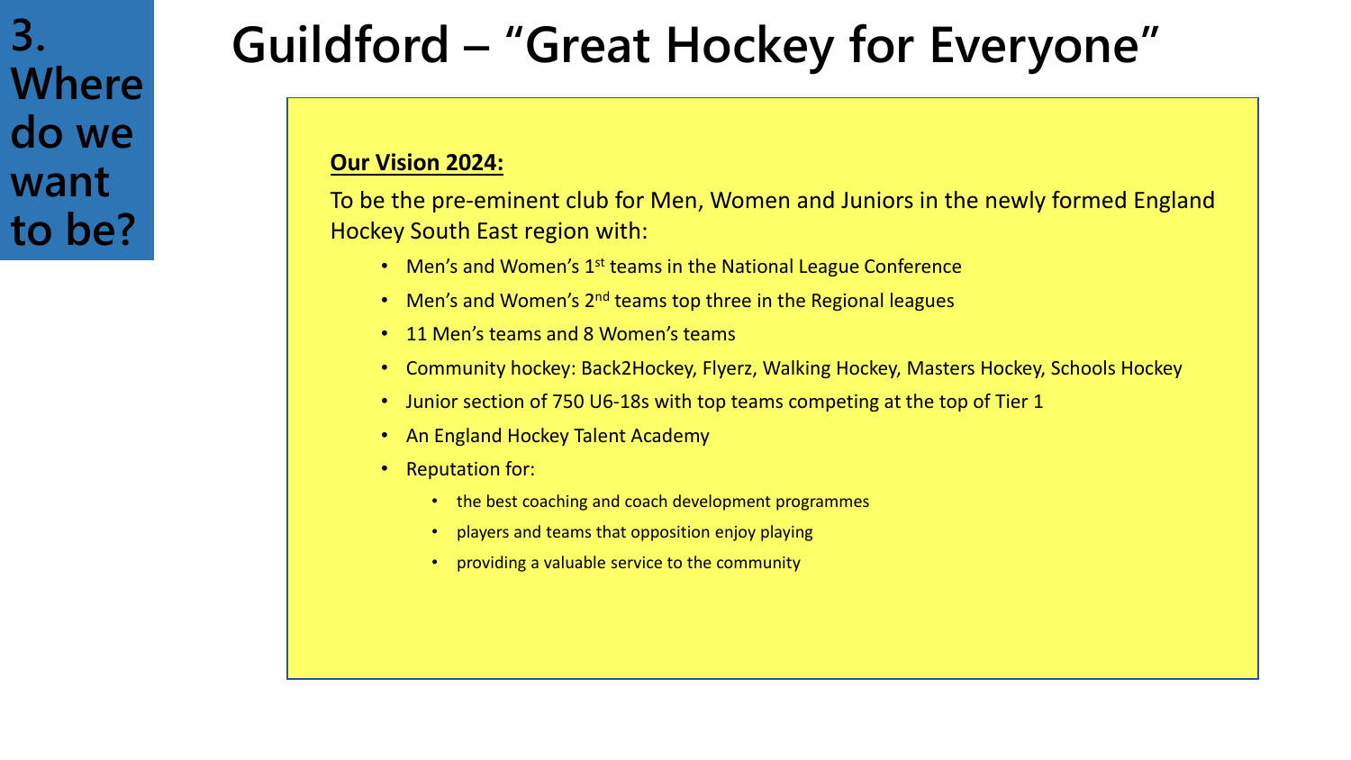**3. Where do we want to be?**

# Guildford – "Great Hockey for Everyone"

**<u>Our Vision 2024:</u>**

To be the pre-eminent club for Men, Women and Juniors in the newly formed England Hockey South East region with:

- Men's and Women's 1st teams in the National League Conference
- Men's and Women's 2nd teams top three in the Regional leagues
- 11 Men's teams and 8 Women's teams
- Community hockey: Back2Hockey, Flyerz, Walking Hockey, Masters Hockey, Schools Hockey
- Junior section of 750 U6-18s with top teams competing at the top of Tier 1
- An England Hockey Talent Academy
- Reputation for:
  - the best coaching and coach development programmes
  - players and teams that opposition enjoy playing
  - providing a valuable service to the community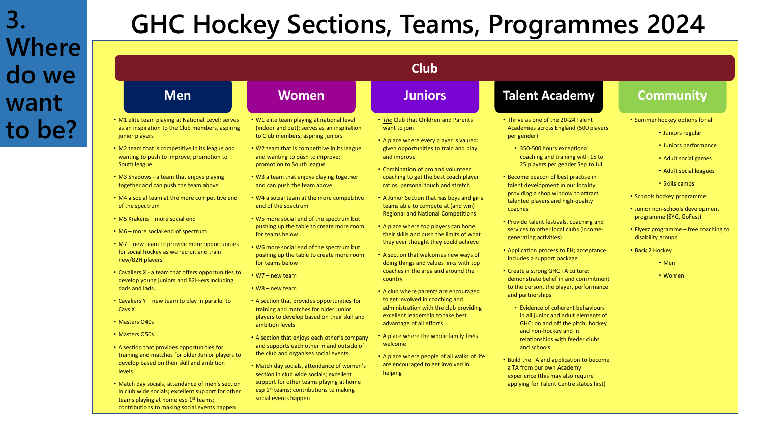# 3. Where do we want to be?

# GHC Hockey Sections, Teams, Programmes 2024

## Club

### Men

- M1 elite team playing at National Level; serves as an inspiration to the Club members, aspiring junior players
- M2 team that is competitive in its league and wanting to push to improve; promotion to South league
- M3 Shadows - a team that enjoys playing together and can push the team above
- M4 a social team at the more competitive end of the spectrum
- M5 Krakens – more social end
- M6 – more social end of spectrum
- M7 – new team to provide more opportunities for social hockey as we recruit and train new/B2H players
- Cavaliers X - a team that offers opportunities to develop young juniors and B2H-ers including dads and lads…
- Cavaliers Y – new team to play in parallel to Cavs X
- Masters O40s
- Masters O50s
- A section that provides opportunities for training and matches for older Junior players to develop based on their skill and ambition levels
- Match day socials, attendance of men's section in club wide socials; excellent support for other teams playing at home esp 1st teams; contributions to making social events happen

### Women

- W1 elite team playing at national level (indoor and out); serves as an inspiration to Club members, aspiring juniors
- W2 team that is competitive in its league and wanting to push to improve; promotion to South league
- W3 a team that enjoys playing together and can push the team above
- W4 a social team at the more competitive end of the spectrum
- W5 more social end of the spectrum but pushing up the table to create more room for teams below
- W6 more social end of the spectrum but pushing up the table to create more room for teams below
- W7 – new team
- W8 – new team
- A section that provides opportunities for training and matches for older Junior players to develop based on their skill and ambition levels
- A section that enjoys each other's company and supports each other in and outside of the club and organises social events
- Match day socials, attendance of women's section in club wide socials; excellent support for other teams playing at home esp 1st teams; contributions to making social events happen

### Juniors

- ***The*** Club that Children and Parents want to join
- A place where every player is valued: given opportunities to train and play and improve
- Combination of pro and volunteer coaching to get the best coach player ratios, personal touch and stretch
- A Junior Section that has boys and girls teams able to compete at (and win) Regional and National Competitions
- A place where top players can hone their skills and push the limits of what they ever thought they could achieve
- A section that welcomes new ways of doing things and values links with top coaches in the area and around the country
- A club where parents are encouraged to get involved in coaching and administration with the club providing excellent leadership to take best advantage of all efforts
- A place where the whole family feels welcome
- A place where people of all walks of life are encouraged to get involved in helping

### Talent Academy

- Thrive as one of the 20-24 Talent Academies across England (500 players per gender)
  - 350-500 hours exceptional coaching and training with 15 to 25 players per gender Sep to Jul
- Become beacon of best practise in talent development in our locality providing a shop window to attract talented players and high-quality coaches
- Provide talent festivals, coaching and services to other local clubs (income-generating activities)
- Application process to EH; acceptance includes a support package
- Create a strong GHC TA culture: demonstrate belief in and commitment to the person, the player, performance and partnerships
  - Evidence of coherent behaviours in all junior and adult elements of GHC: on and off the pitch, hockey and non-hockey and in relationships with feeder clubs and schools
- Build the TA and application to become a TA from our own Academy experience (this may also require applying for Talent Centre status first)

### Community

- Summer hockey options for all
  - Juniors regular
  - Juniors performance
  - Adult social games
  - Adult social leagues
  - Skills camps
- Schools hockey programme
- Junior non-schools development programme (SYG, GoFest)
- Flyerz programme – free coaching to disability groups
- Back 2 Hockey
  - Men
  - Women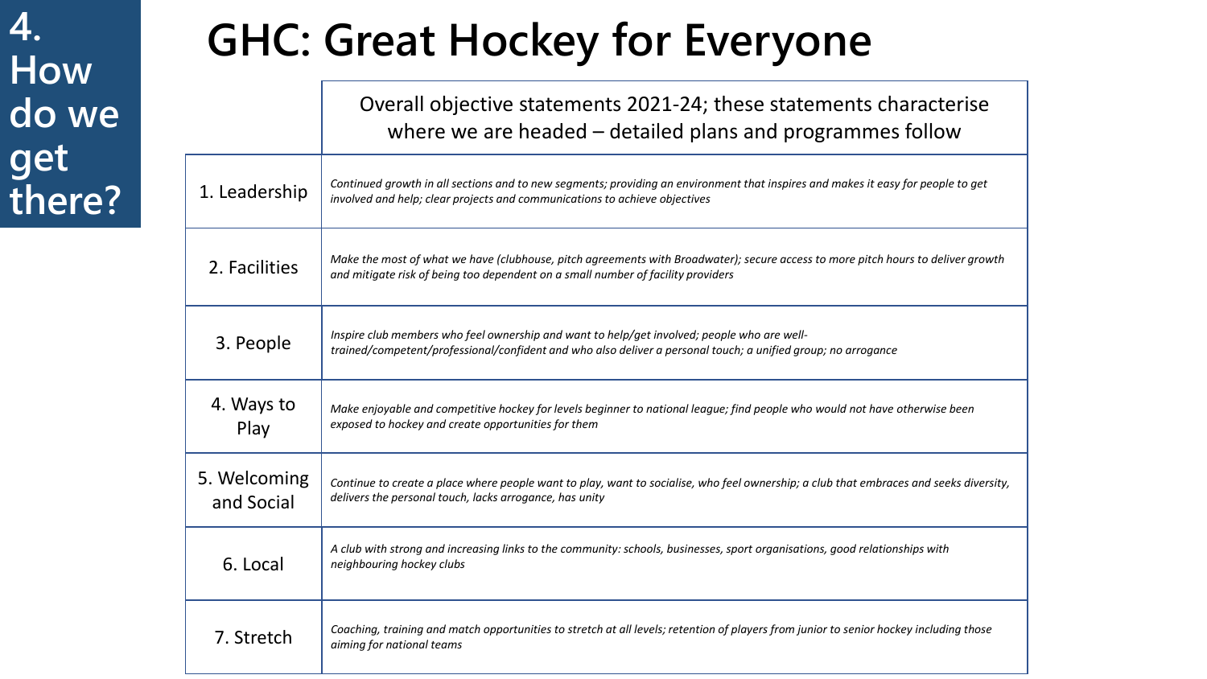# 4. How do we get there?

## GHC: Great Hockey for Everyone

| | Overall objective statements 2021-24; these statements characterise where we are headed – detailed plans and programmes follow |
|---|---|
| 1. Leadership | *Continued growth in all sections and to new segments; providing an environment that inspires and makes it easy for people to get involved and help; clear projects and communications to achieve objectives* |
| 2. Facilities | *Make the most of what we have (clubhouse, pitch agreements with Broadwater); secure access to more pitch hours to deliver growth and mitigate risk of being too dependent on a small number of facility providers* |
| 3. People | *Inspire club members who feel ownership and want to help/get involved; people who are well-trained/competent/professional/confident and who also deliver a personal touch; a unified group; no arrogance* |
| 4. Ways to Play | *Make enjoyable and competitive hockey for levels beginner to national league; find people who would not have otherwise been exposed to hockey and create opportunities for them* |
| 5. Welcoming and Social | *Continue to create a place where people want to play, want to socialise, who feel ownership; a club that embraces and seeks diversity, delivers the personal touch, lacks arrogance, has unity* |
| 6. Local | *A club with strong and increasing links to the community: schools, businesses, sport organisations, good relationships with neighbouring hockey clubs* |
| 7. Stretch | *Coaching, training and match opportunities to stretch at all levels; retention of players from junior to senior hockey including those aiming for national teams* |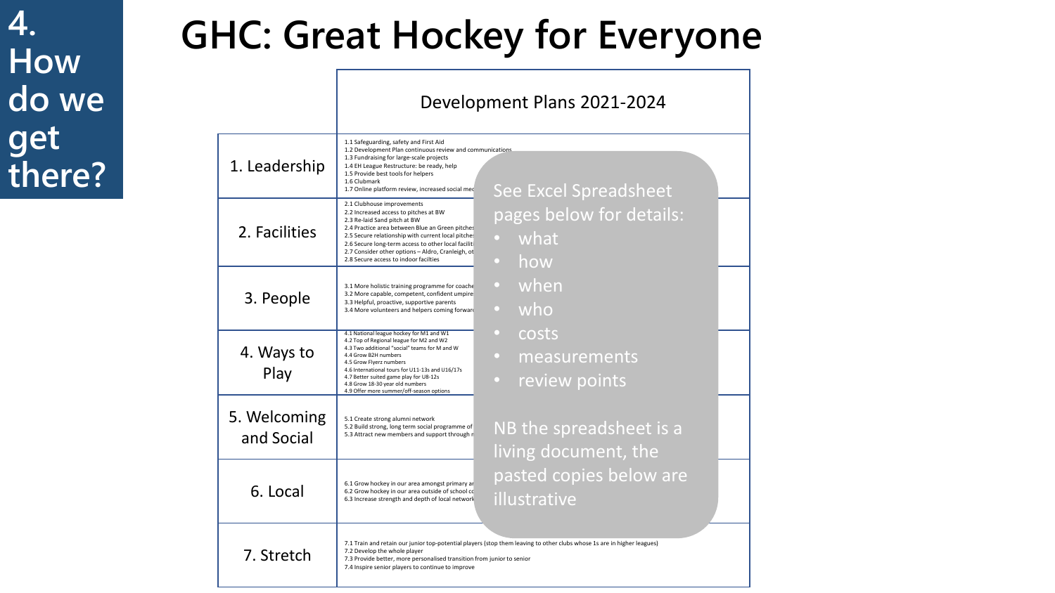# 4. How do we get there?

# GHC: Great Hockey for Everyone

| | Development Plans 2021-2024 |
|---|---|
| 1. Leadership | 1.1 Safeguarding, safety and First Aid<br>1.2 Development Plan continuous review and communications<br>1.3 Fundraising for large-scale projects<br>1.4 EH League Restructure: be ready, help<br>1.5 Provide best tools for helpers<br>1.6 Clubmark<br>1.7 Online platform review, increased social med |
| 2. Facilities | 2.1 Clubhouse improvements<br>2.2 Increased access to pitches at BW<br>2.3 Re-laid Sand pitch at BW<br>2.4 Practice area between Blue an Green pitches<br>2.5 Secure relationship with current local pitches<br>2.6 Secure long-term access to other local faciliti<br>2.7 Consider other options – Aldro, Cranleigh, ot<br>2.8 Secure access to indoor facilties |
| 3. People | 3.1 More holistic training programme for coache<br>3.2 More capable, competent, confident umpire<br>3.3 Helpful, proactive, supportive parents<br>3.4 More volunteers and helpers coming forwar |
| 4. Ways to Play | 4.1 National league hockey for M1 and W1<br>4.2 Top of Regional league for M2 and W2<br>4.3 Two additional "social" teams for M and W<br>4.4 Grow B2H numbers<br>4.5 Grow Flyerz numbers<br>4.6 International tours for U11-13s and U16/17s<br>4.7 Better suited game play for U8-12s<br>4.8 Grow 18-30 year old numbers<br>4.9 Offer more summer/off-season options |
| 5. Welcoming and Social | 5.1 Create strong alumni network<br>5.2 Build strong, long term social programme of<br>5.3 Attract new members and support through n |
| 6. Local | 6.1 Grow hockey in our area amongst primary ar<br>6.2 Grow hockey in our area outside of school co<br>6.3 Increase strength and depth of local network |
| 7. Stretch | 7.1 Train and retain our junior top-potential players (stop them leaving to other clubs whose 1s are in higher leagues)<br>7.2 Develop the whole player<br>7.3 Provide better, more personalised transition from junior to senior<br>7.4 Inspire senior players to continue to improve |

See Excel Spreadsheet pages below for details:

- what
- how
- when
- who
- costs
- measurements
- review points

NB the spreadsheet is a living document, the pasted copies below are illustrative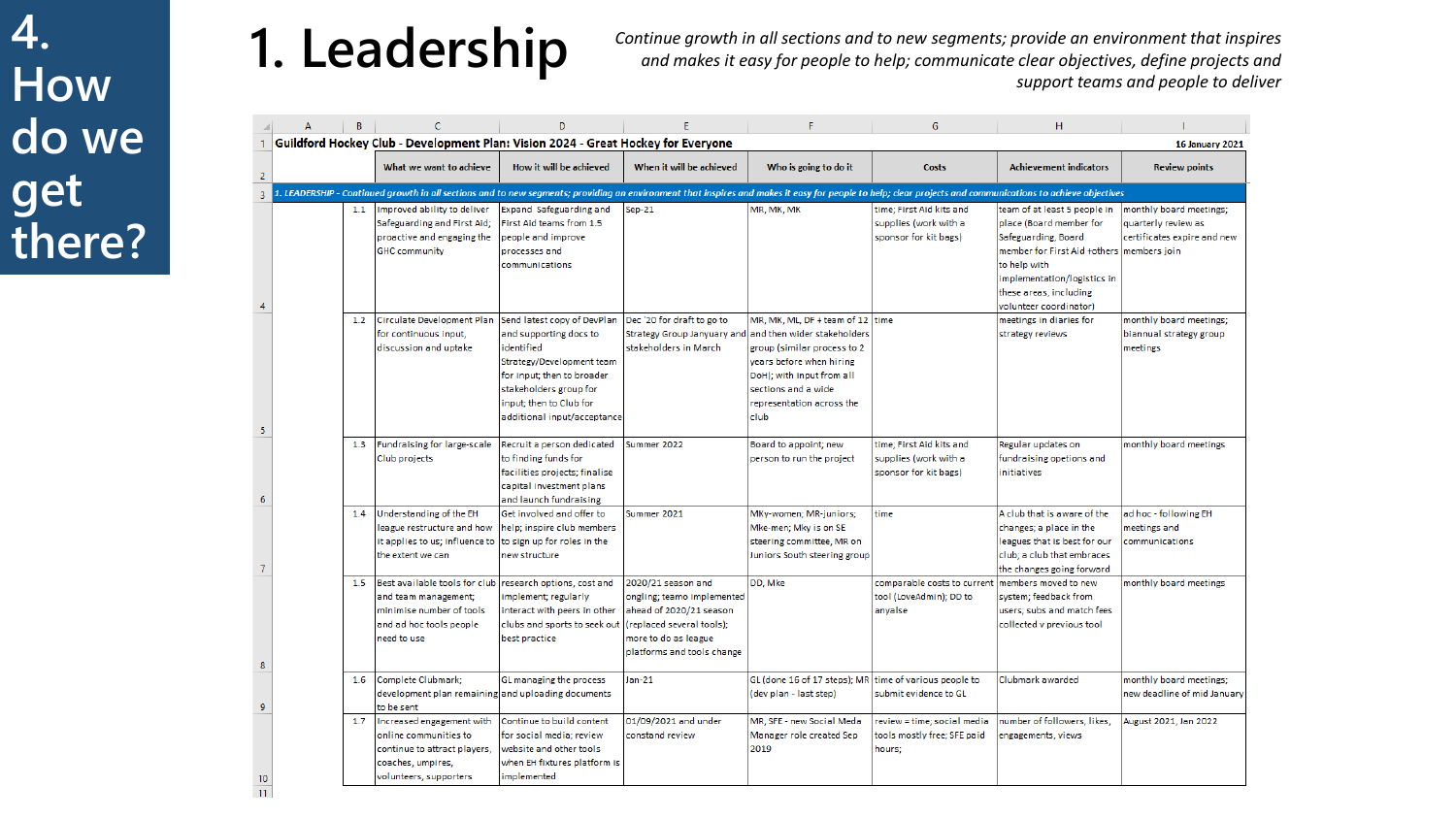# 4. How do we get there?

## 1. Leadership

*Continue growth in all sections and to new segments; provide an environment that inspires and makes it easy for people to help; communicate clear objectives, define projects and support teams and people to deliver*

**Guildford Hockey Club - Development Plan: Vision 2024 - Great Hockey for Everyone** — **16 January 2021**

| | What we want to achieve | How it will be achieved | When it will be achieved | Who is going to do it | Costs | Achievement indicators | Review points |
|---|---|---|---|---|---|---|---|
| *1. LEADERSHIP - Continued growth in all sections and to new segments; providing an environment that inspires and makes it easy for people to help; clear projects and communications to achieve objectives* | | | | | | | |
| 1.1 | Improved ability to deliver Safeguarding and First Aid; proactive and engaging the GHC community | Expand Safeguarding and First Aid teams from 1.5 people and improve processes and communications | Sep-21 | MR, MK, MK | time; First Aid kits and supplies (work with a sponsor for kit bags) | team of at least 5 people in place (Board member for Safeguarding, Board member for First Aid +others to help with implementation/logistics in these areas, including volunteer coordinator) | monthly board meetings; quarterly review as certificates expire and new members join |
| 1.2 | Circulate Development Plan for continuous input, discussion and uptake | Send latest copy of DevPlan and supporting docs to identified Strategy/Development team for input; then to broader stakeholders group for input; then to Club for additional input/acceptance | Dec '20 for draft to go to Strategy Group January and stakeholders in March | MR, MK, ML, DF + team of 12 and then wider stakeholders group (similar process to 2 years before when hiring DoH); with input from all sections and a wide representation across the club | time | meetings in diaries for strategy reviews | monthly board meetings; biannual strategy group meetings |
| 1.3 | Fundraising for large-scale Club projects | Recruit a person dedicated to finding funds for facilities projects; finalise capital investment plans and launch fundraising | Summer 2022 | Board to appoint; new person to run the project | time, First Aid kits and supplies (work with a sponsor for kit bags) | Regular updates on fundraising opetions and initiatives | monthly board meetings |
| 1.4 | Understanding of the EH league restructure and how it applies to us; influence to the extent we can | Get involved and offer to help; inspire club members to sign up for roles in the new structure | Summer 2021 | MKy-women; MR-juniors; Mke-men; Mky is on SE steering committee, MR on Juniors South steering group | time | A club that is aware of the changes; a place in the leagues that is best for our club; a club that embraces the changes going forward | ad hoc - following EH meetings and communications |
| 1.5 | Best available tools for club and team management; minimise number of tools and ad hoc tools people need to use | research options, cost and implement; regularly interact with peers in other clubs and sports to seek out best practice | 2020/21 season and ongling; teamo implemented ahead of 2020/21 season (replaced several tools); more to do as league platforms and tools change | DD, Mke | comparable costs to current tool (LoveAdmin); DD to anyalse | members moved to new system; feedback from users; subs and match fees collected v previous tool | monthly board meetings |
| 1.6 | Complete Clubmark; development plan remaining to be sent | GL managing the process and uploading documents | Jan-21 | GL (done 16 of 17 steps); MR (dev plan - last step) | time of various people to submit evidence to GL | Clubmark awarded | monthly board meetings; new deadline of mid January |
| 1.7 | Increased engagement with online communities to continue to attract players, coaches, umpires, volunteers, supporters | Continue to build content for social media; review website and other tools when EH fixtures platform is implemented | 01/09/2021 and under constand review | MR, SFE - new Social Meda Manager role created Sep 2019 | review = time; social media tools mostly free; SFE paid hours; | number of followers, likes, engagements, views | August 2021, Jan 2022 |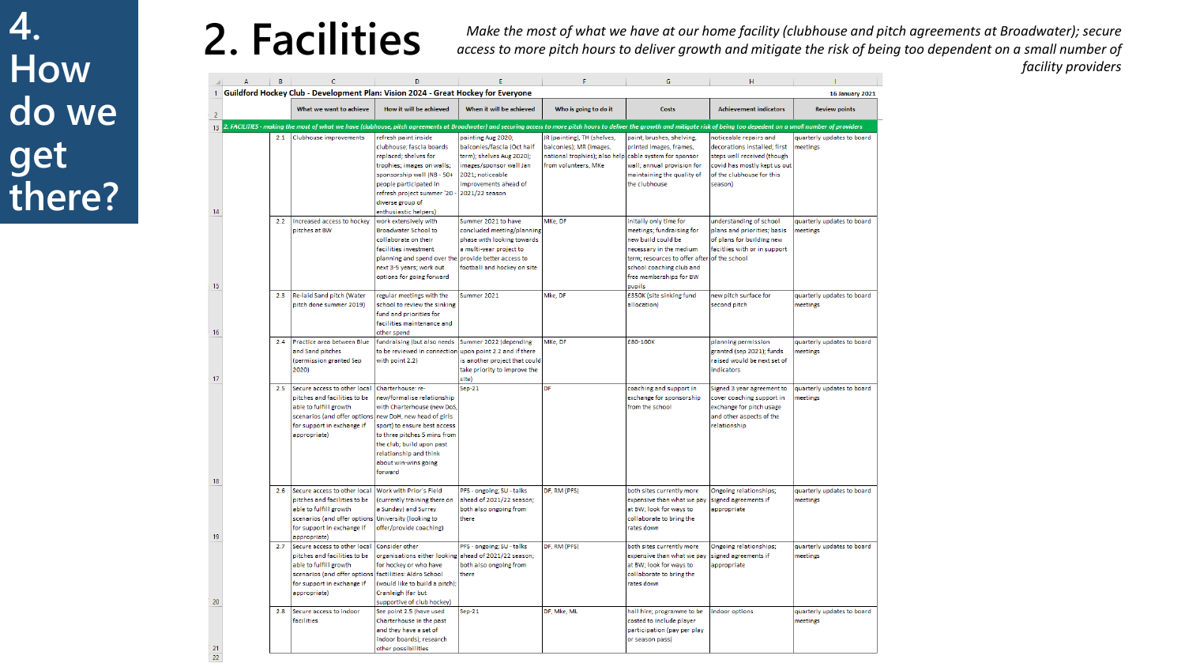# 4. How do we get there?

# 2. Facilities

*Make the most of what we have at our home facility (clubhouse and pitch agreements at Broadwater); secure access to more pitch hours to deliver growth and mitigate the risk of being too dependent on a small number of facility providers*

**Guildford Hockey Club - Development Plan: Vision 2024 - Great Hockey for Everyone** — 16 January 2021

| | What we want to achieve | How it will be achieved | When it will be achieved | Who is going to do it | Costs | Achievement indicators | Review points |
|---|---|---|---|---|---|---|---|
| **2. FACILITIES - making the most of what we have (clubhouse, pitch agreements at Broadwater) and securing access to more pitch hours to deliver the growth and mitigate risk of being too dependent on a small number of providers** | | | | | | | |
| 2.1 | Clubhouse improvements | refresh paint inside clubhouse; fascia boards replaced; shelves for trophies; images on walls; sponsorship wall (NB - 50+ people participated in refresh project summer '20 - diverse group of enthusiastic helpers) | painting Aug 2020; balconies/fascia (Oct half term); shelves Aug 2020]; images/sponsor wall Jan 2021; noticeable improvements ahead of 2021/22 season | JR (painting), TH (shelves, balconies); MR (images, national trophies); also help from volunteers, MKe | paint, brushes, shelving, printed images, frames, cable system for sponsor wall; annual provision for maintaining the quality of the clubhouse | noticeable repairs and decorations installed; first steps well received (though covid has mostly kept us out of the clubhouse for this season) | quarterly updates to board meetings |
| 2.2 | Increased access to hockey pitches at BW | work extensively with Broadwater School to collaborate on their facilities investment planning and spend over the next 3-5 years; work out options for going forward | Summer 2021 to have concluded meeting/planning phase with looking towards a multi-year project to provide better access to football and hockey on site | MKe, DF | initially only time for meetings; fundraising for new build could be necessary in the medium term; resources to offer after school coaching club and free memberships for BW pupils | understanding of school plans and priorities; basis of plans for building new facilties with or in support of the school | quarterly updates to board meetings |
| 2.3 | Re-laid Sand pitch (Water pitch done summer 2019) | regular meetings with the school to review the sinking fund and priorities for facilities maintenance and other spend | Summer 2021 | MKe, DF | £350K (site sinking fund allocation) | new pitch surface for second pitch | quarterly updates to board meetings |
| 2.4 | Practice area between Blue and Sand pitches (permission granted Sep 2020) | fundraising (but also needs to be reviewed in connection with point 2.2) | Summer 2022 (depending upon point 2.2 and if there is another project that could take priority to improve the site) | MKe, DF | £80-100K | planning permission granted (sep 2021); funds raised would be next set of indicators | quarterly updates to board meetings |
| 2.5 | Secure access to other local pitches and facilities to be able to fulfill growth scenarios (and offer options for support in exchange if appropriate) | Charterhouse: re-new/formalise relationship with Charterhouse (new DoS, new DoH, new head of girls sport) to ensure best access to three pitches 5 mins from the club; build upon past relationship and think about win-wins going forward | Sep-21 | DF | coaching and support in exchange for sponsorship from the school | Signed 3 year agreement to cover coaching support in exchange for pitch usage and other aspects of the relationship | quarterly updates to board meetings |
| 2.6 | Secure access to other local pitches and facilities to be able to fulfill growth scenarios (and offer options for support in exchange if appropriate) | Work with Prior's Field (currently training there on a Sunday) and Surrey University (looking to offer/provide coaching) | PFS - ongoing; SU - talks ahead of 2021/22 season; both also ongoing from there | DF, RM (PFS) | both sites currently more expensive than what we pay at BW; look for ways to collaborate to bring the rates down | Ongoing relationships; signed agreements if appropriate | quarterly updates to board meetings |
| 2.7 | Secure access to other local pitches and facilities to be able to fulfill growth scenarios (and offer options for support in exchange if appropriate) | Consider other organisations either looking for hockey or who have facilities: Aldro School (would like to build a pitch); Cranleigh (far but supportive of club hockey) | PFS - ongoing; SU - talks ahead of 2021/22 season; both also ongoing from there | DF, RM (PFS) | both sites currently more expensive than what we pay at BW; look for ways to collaborate to bring the rates down | Ongoing relationships; signed agreements if appropriate | quarterly updates to board meetings |
| 2.8 | Secure access to indoor facilities | See point 2.5 (have used Charterhouse in the past and they have a set of indoor boards); research other possibilities | Sep-21 | DF, Mke, ML | hall hire; programme to be costed to include player participation (pay per play or season pass) | Indoor options | quarterly updates to board meetings |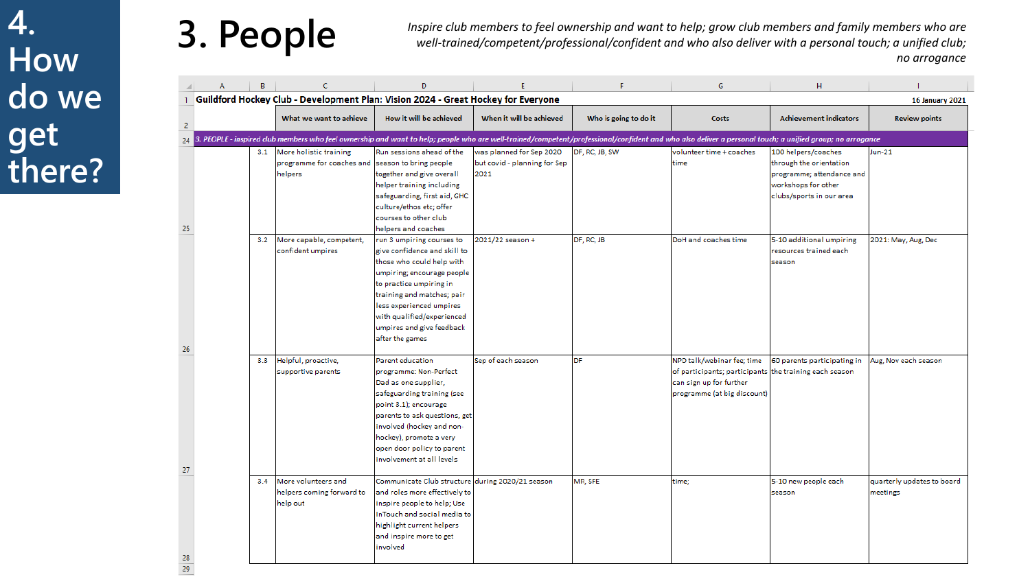# 4. How do we get there?

## 3. People

*Inspire club members to feel ownership and want to help; grow club members and family members who are well-trained/competent/professional/confident and who also deliver with a personal touch; a unified club; no arrogance*

**Guildford Hockey Club - Development Plan: Vision 2024 - Great Hockey for Everyone** — 16 January 2021

| | What we want to achieve | How it will be achieved | When it will be achieved | Who is going to do it | Costs | Achievement indicators | Review points |
|---|---|---|---|---|---|---|---|
| *3. PEOPLE - inspired club members who feel ownership and want to help; people who are well-trained/competent/professional/confident and who also deliver a personal touch; a unified group; no arrogance* | | | | | | | |
| 3.1 | More holistic training programme for coaches and helpers | Run sessions ahead of the season to bring people together and give overall helper training including safeguarding, first aid, GHC culture/ethos etc; offer courses to other club helpers and coaches | was planned for Sep 2020 but covid - planning for Sep 2021 | DF, RC, JB, SW | volunteer time + coaches time | 100 helpers/coaches through the orientation programme; attendance and workshops for other clubs/sports in our area | Jun-21 |
| 3.2 | More capable, competent, confident umpires | run 3 umpiring courses to give confidence and skill to those who could help with umpiring; encourage people to practice umpiring in training and matches; pair less experienced umpires with qualified/experienced umpires and give feedback after the games | 2021/22 season + | DF, RC, JB | DoH and coaches time | 5-10 additional umpiring resources trained each season | 2021: May, Aug, Dec |
| 3.3 | Helpful, proactive, supportive parents | Parent education programme: Non-Perfect Dad as one supplier, safeguarding training (see point 3.1); encourage parents to ask questions, get involved (hockey and non-hockey), promote a very open door policy to parent involvement at all levels | Sep of each season | DF | NPD talk/webinar fee; time of participants; participants can sign up for further programme (at big discount) | 60 parents participating in the training each season | Aug, Nov each season |
| 3.4 | More volunteers and helpers coming forward to help out | Communicate Club structure and roles more effectively to inspire people to help; Use InTouch and social media to highlight current helpers and inspire more to get involved | during 2020/21 season | MP, SFE | time; | 5-10 new people each season | quarterly updates to board meetings |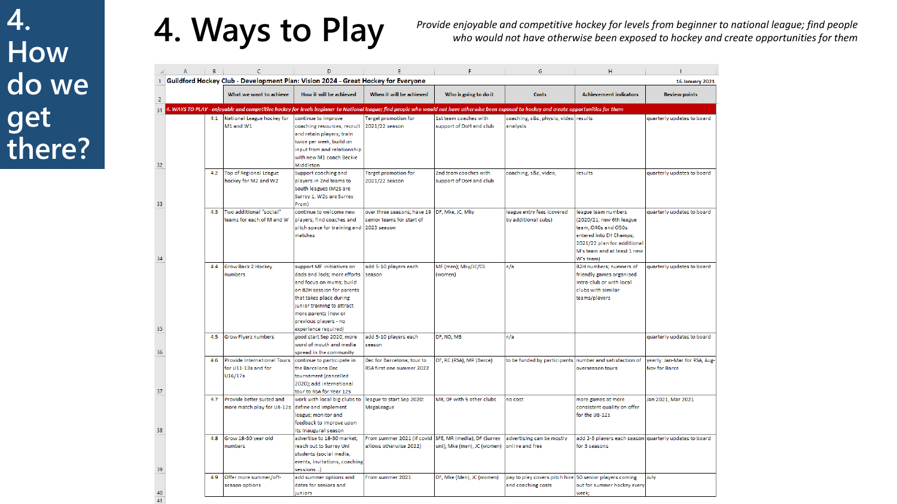4. How do we get there?

# 4. Ways to Play

*Provide enjoyable and competitive hockey for levels from beginner to national league; find people who would not have otherwise been exposed to hockey and create opportunities for them*

**Guildford Hockey Club - Development Plan: Vision 2024 - Great Hockey for Everyone** — 16 January 2021

| | What we want to achieve | How it will be achieved | When it will be achieved | Who is going to do it | Costs | Achievement indicators | Review points |
|---|---|---|---|---|---|---|---|
| **4. WAYS TO PLAY - enjoyable and competitive hockey for levels beginner to National league; find people who would not have otherwise been exposed to hockey and create opportunities for them** | | | | | | | |
| 4.1 | National League hockey for M1 and W1 | continue to improve coaching resources, recruit and retain players; train twice per week; build on input from and relationship with new M1 coach Beckie Middleton | Target promotion for 2021/22 season | 1st team coaches with support of DoH and club | coaching, s&c, physio, video analysis | results | quarterly updates to board |
| 4.2 | Top of Regional League hockey for M2 and W2 | Support coaching and players in 2nd teams to South leagues (M2s are Surrey 1, W2s are Surrey Prem) | Target promotion for 2021/22 season | 2nd team coaches with support of DoH and club | coaching, s&c, video, | results | quarterly updates to board |
| 4.3 | Two additional "social" teams for each of M and W | continue to welcome new players; find coaches and pitch space for training and matches | over three seasons; have 19 senior teams for start of 2023 season | DF, Mke, JC, Mky | league entry fees (covered by additional subs) | league team numbers (2020/21: new 6th league team, O40s and O50s entered into EH Champs; 2021/22 plan for additional M's team and at least 1 new W's team) | quarterly updates to board |
| 4.4 | Grow Back 2 Hockey numbers | support MF initiatives on dads and lads; more efforts and focus on mums; build on B2H session for parents that takes place during junior training to attract more parents (new or previous players - no experience required) | add 5-10 players each season | MF (men); Mky/JC/CS (women) | n/a | B2H numbers; numbers of friendly games organised intra-club or with local clubs with similar teams/players | quarterly updates to board |
| 4.5 | Grow Flyerz numbers | good start Sep 2020; more word of mouth and media spread in the community | add 5-10 players each season | DF, ND, MB | n/a | | quarterly updates to board |
| 4.6 | Provide International Tours for U11-13s and for U16/17s | continue to participate in the Barcelona Dec tournament (cancelled 2020); add international tour to RSA for Year 12s | Dec for Barcelona; tour to RSA first one summer 2022 | DF, RC (RSA), MR (Barce) | to be funded by participants | number and satisfaction of overseason tours | yearly: Jan-Mar for RSA, Aug-Nov for Barce |
| 4.7 | Provide better suited and more match play for U8-12s | work with local big clubs to define and implement league; monitor and feedback to improve upon its inaugural season | league to start Sep 2020: MegaLeague | MR, DF with 5 other clubs | no cost | more games at more consistent quality on offer for the U8-12s | Jan 2021, Mar 2021 |
| 4.8 | Grow 18-30 year old numbers | advertise to 18-30 market; reach out to Surrey Uni students (social media, events, invitations, coaching sessions...) | From summer 2021 (if covid allows otherwise 2022) | SFE, MR (media); DF (Surrey uni); Mke (men), JC (women) | advertising can be mostly online and free | add 2-3 players each season for 3 seasons | quarterly updates to board |
| 4.9 | Offer more summer/off-season options | add summer options and dates for seniors and juniors | From summer 2021 | DF, Mke (Men), JC (women) | pay to play covers pitch hire and coaching costs | 50 senior players coming out for summer hockey every week; | July |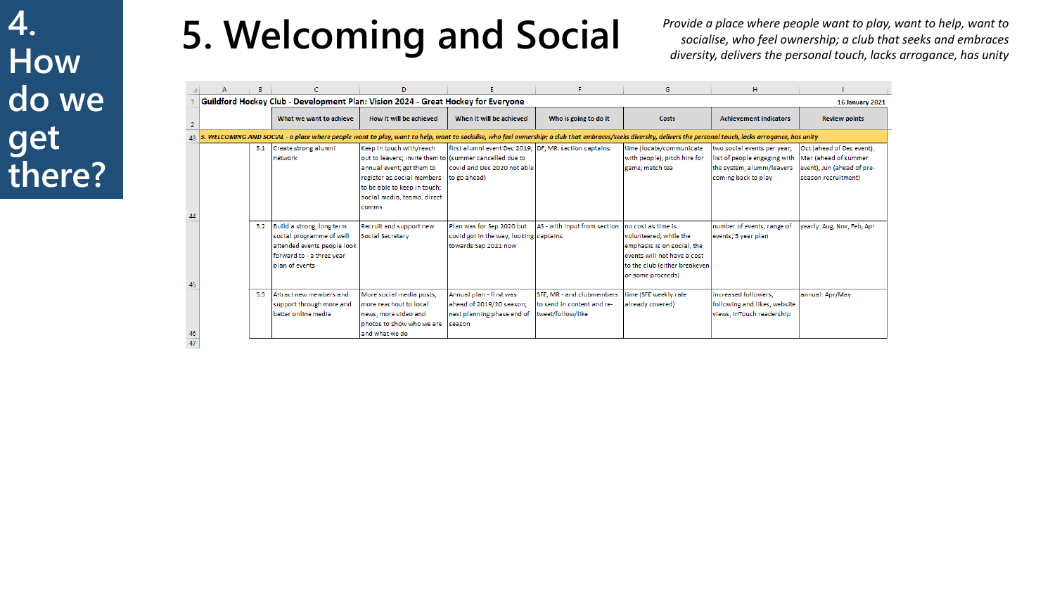# 4. How do we get there?

# 5. Welcoming and Social

*Provide a place where people want to play, want to help, want to socialise, who feel ownership; a club that seeks and embraces diversity, delivers the personal touch, lacks arrogance, has unity*

**Guildford Hockey Club - Development Plan: Vision 2024 - Great Hockey for Everyone** — 16 January 2021

| | What we want to achieve | How it will be achieved | When it will be achieved | Who is going to do it | Costs | Achievement indicators | Review points |
|---|---|---|---|---|---|---|---|
| *5. WELCOMING AND SOCIAL - a place where people want to play, want to help, want to socialise, who feel ownership; a club that embraces/seeks diversity, delivers the personal touch, lacks arrogance, has unity* | | | | | | | |
| 5.1 | Create strong alumni network | Keep in touch with/reach out to leavers; invite them to annual event; get them to register as social members to be able to keep in touch; social media, teamo, direct comms | first alumni event Dec 2019; (summer cancelled due to covid and Dec 2020 not able to go ahead) | DF, MR. section captains | time (locate/communicate with people); pitch hire for game; match tea | two social events per year; list of people engaging with the system; alumni/leavers coming back to play | Oct (ahead of Dec event), Mar (ahead of summer event), Jun (ahead of pre-season recruitment) |
| 5.2 | Build a strong, long term social programme of well attended events people look forward to - a three year plan of events | Recruit and support new Social Secretary | Plan was for Sep 2020 but covid got in the way; looking towards Sep 2021 now | AS - with input from section captains | no cost as time is volunteered; while the emphasis is on social, the events will not have a cost to the club (either breakeven or some proceeds) | number of events; range of events; 3 year plan | yearly: Aug, Nov, Feb, Apr |
| 5.3 | Attract new members and support through more and better online media | More social media posts, more reachout to local news, more video and photos to show who we are and what we do | Annual plan - first was ahead of 2019/20 season; next planning phase end of season | SFE, MR - and clubmembers to send in content and re-tweet/follow/like | time (SFE weekly rate already covered) | increased followers, following and likes, website views, InTouch readership | annual: Apr/May |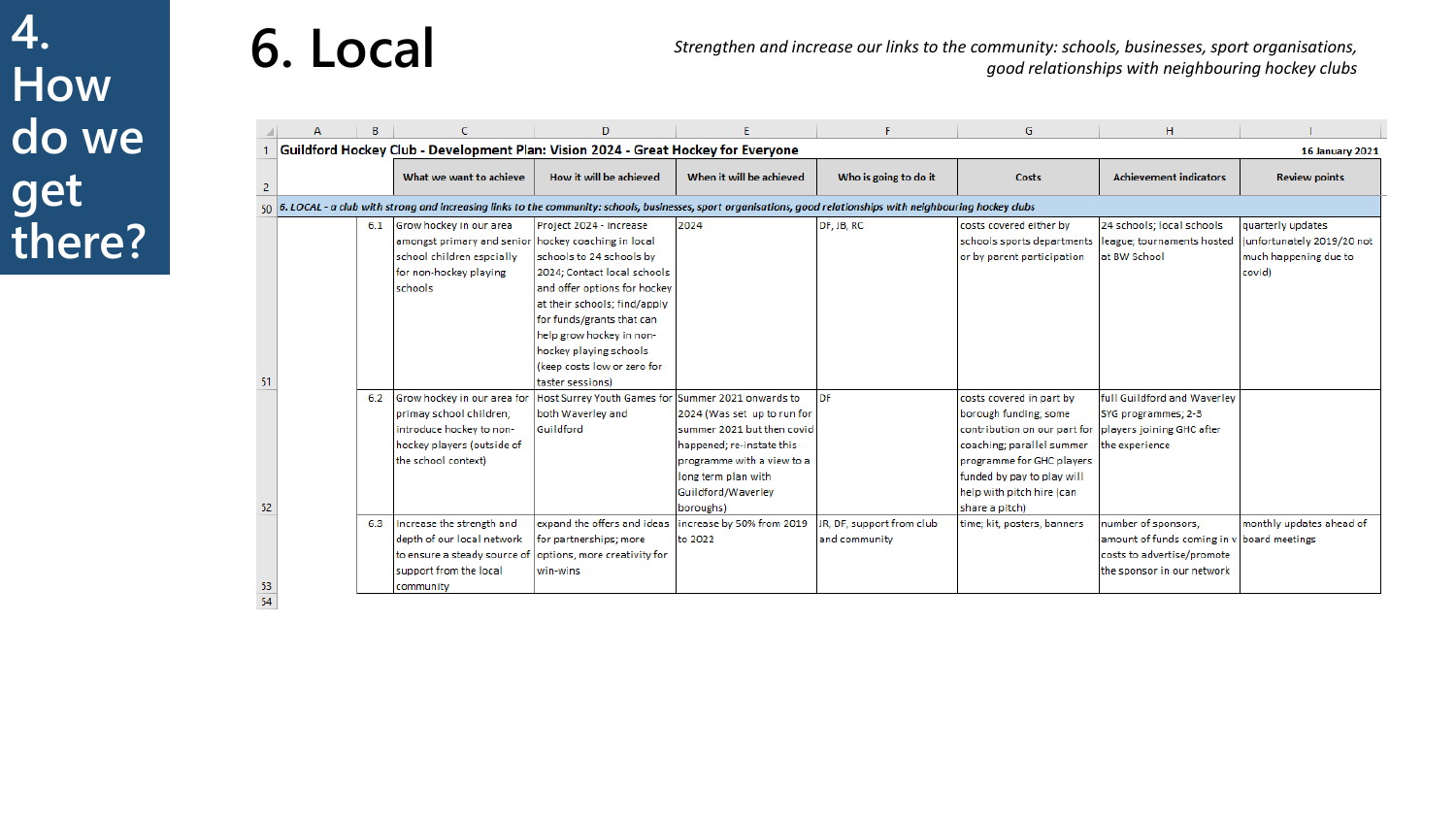# 4. How do we get there?

## 6. Local

*Strengthen and increase our links to the community: schools, businesses, sport organisations, good relationships with neighbouring hockey clubs*

**Guildford Hockey Club - Development Plan: Vision 2024 - Great Hockey for Everyone** — 16 January 2021

| | What we want to achieve | How it will be achieved | When it will be achieved | Who is going to do it | Costs | Achievement indicators | Review points |
|---|---|---|---|---|---|---|---|
| *6. LOCAL - a club with strong and increasing links to the community: schools, businesses, sport organisations, good relationships with neighbouring hockey clubs* | | | | | | | |
| 6.1 | Grow hockey in our area amongst primary and senior school children espcially for non-hockey playing schools | Project 2024 - increase hockey coaching in local schools to 24 schools by 2024; Contact local schools and offer options for hockey at their schools; find/apply for funds/grants that can help grow hockey in non-hockey playing schools (keep costs low or zero for taster sessions) | 2024 | DF, JB, RC | costs covered either by schools sports departments or by parent participation | 24 schools; local schools league; tournaments hosted at BW School | quarterly updates (unfortunately 2019/20 not much happening due to covid) |
| 6.2 | Grow hockey in our area for primay school children, introduce hockey to non-hockey players (outside of the school context) | Host Surrey Youth Games for both Waverley and Guildford | Summer 2021 onwards to 2024 (Was set up to run for summer 2021 but then covid happened; re-instate this programme with a view to a long term plan with Guildford/Waverley boroughs) | DF | costs covered in part by borough funding; some contribution on our part for coaching; parallel summer programme for GHC players funded by pay to play will help with pitch hire (can share a pitch) | full Guildford and Waverley SYG programmes; 2-3 players joining GHC after the experience | |
| 6.3 | Increase the strength and depth of our local network to ensure a steady source of support from the local community | expand the offers and ideas for partnerships; more options, more creativity for win-wins | increase by 50% from 2019 to 2022 | JR, DF, support from club and community | time; kit, posters, banners | number of sponsors, amount of funds coming in v costs to advertise/promote the sponsor in our network | monthly updates ahead of board meetings |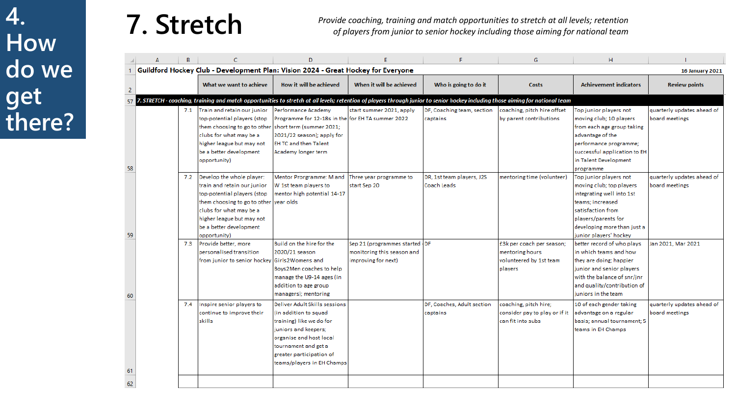# 4. How do we get there?

# 7. Stretch

*Provide coaching, training and match opportunities to stretch at all levels; retention of players from junior to senior hockey including those aiming for national team*

**Guildford Hockey Club - Development Plan: Vision 2024 - Great Hockey for Everyone** — 16 January 2021

| | What we want to achieve | How it will be achieved | When it will be achieved | Who is going to do it | Costs | Achievement indicators | Review points |
|---|---|---|---|---|---|---|---|
| *7. STRETCH - coaching, training and match opportunities to stretch at all levels; retention of players through junior to senior hockey including those aiming for national team* | | | | | | | |
| 7.1 | Train and retain our junior top-potential players (stop them choosing to go to other clubs for what may be a higher league but may not be a better development opportunity) | Performance Academy Programme for 12-18s in the short term (summer 2021; 2021/22 season); apply for EH TC and then Talent Academy longer term | start summer 2021, apply for EH TA summer 2022 | DF, Coaching team, section captains | coaching, pitch hire offset by parent contributions | Top junior players not moving club; 10 players from each age group taking advantage of the performance programme; successful application to EH in Talent Development programme | quarterly updates ahead of board meetings |
| 7.2 | Develop the whole player: train and retain our junior top-potential players (stop them choosing to go to other clubs for what may be a higher league but may not be a better development opportunity) | Mentor Programme: M and W 1st team players to mentor high potential 14-17 year olds | Three year programme to start Sep 20 | DR, 1st team players, J2S Coach Leads | mentoring time (volunteer) | Top junior players not moving club; top players integrating well into 1st teams; increased satisfaction from players/parents for developing more than just a junior players' hockey | quarterly updates ahead of board meetings |
| 7.3 | Provide better, more personalised transition from junior to senior hockey | Build on the hire for the 2020/21 season Girls2Womens and Boys2Men coaches to help manage the U9-14 ages (in addition to age group managers); mentoring | Sep 21 (programmes started monitoring this season and improving for next) | DF | £3k per coach per season; mentoring hours volunteered by 1st team players | better record of who plays in which teams and how they are doing; happier junior and senior players with the balance of snr/jnr and quality/contribution of juniors in the team | Jan 2021, Mar 2021 |
| 7.4 | Inspire senior players to continue to improve their skills | Deliver Adult Skills sessions (in addition to squad training) like we do for juniors and keepers; organise and host local tournament and get a greater participation of teams/players in EH Champs | | DF, Coaches, Adult section captains | coaching, pitch hire; consider pay to play or if it can fit into subs | 10 of each gender taking advantage on a regular basis; annual tournament; 5 teams in EH Champs | quarterly updates ahead of board meetings |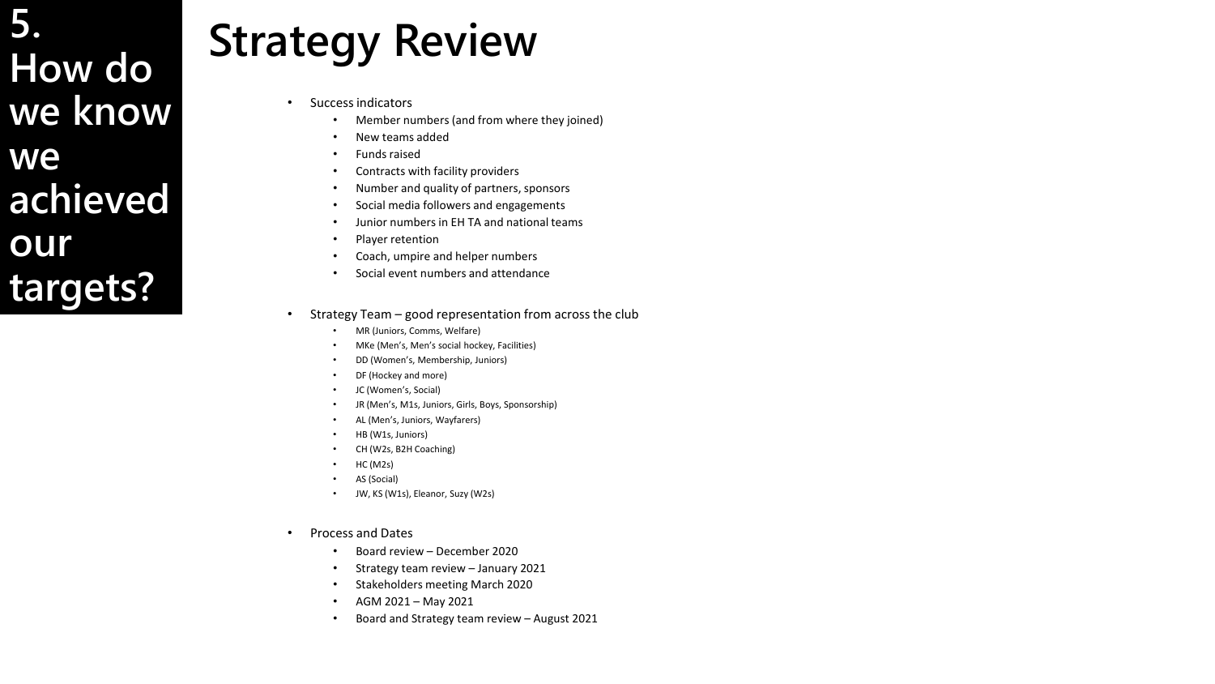# 5. How do we know we achieved our targets?

## Strategy Review

- Success indicators
  - Member numbers (and from where they joined)
  - New teams added
  - Funds raised
  - Contracts with facility providers
  - Number and quality of partners, sponsors
  - Social media followers and engagements
  - Junior numbers in EH TA and national teams
  - Player retention
  - Coach, umpire and helper numbers
  - Social event numbers and attendance

- Strategy Team – good representation from across the club
  - MR (Juniors, Comms, Welfare)
  - MKe (Men's, Men's social hockey, Facilities)
  - DD (Women's, Membership, Juniors)
  - DF (Hockey and more)
  - JC (Women's, Social)
  - JR (Men's, M1s, Juniors, Girls, Boys, Sponsorship)
  - AL (Men's, Juniors, Wayfarers)
  - HB (W1s, Juniors)
  - CH (W2s, B2H Coaching)
  - HC (M2s)
  - AS (Social)
  - JW, KS (W1s), Eleanor, Suzy (W2s)

- Process and Dates
  - Board review – December 2020
  - Strategy team review – January 2021
  - Stakeholders meeting March 2020
  - AGM 2021 – May 2021
  - Board and Strategy team review – August 2021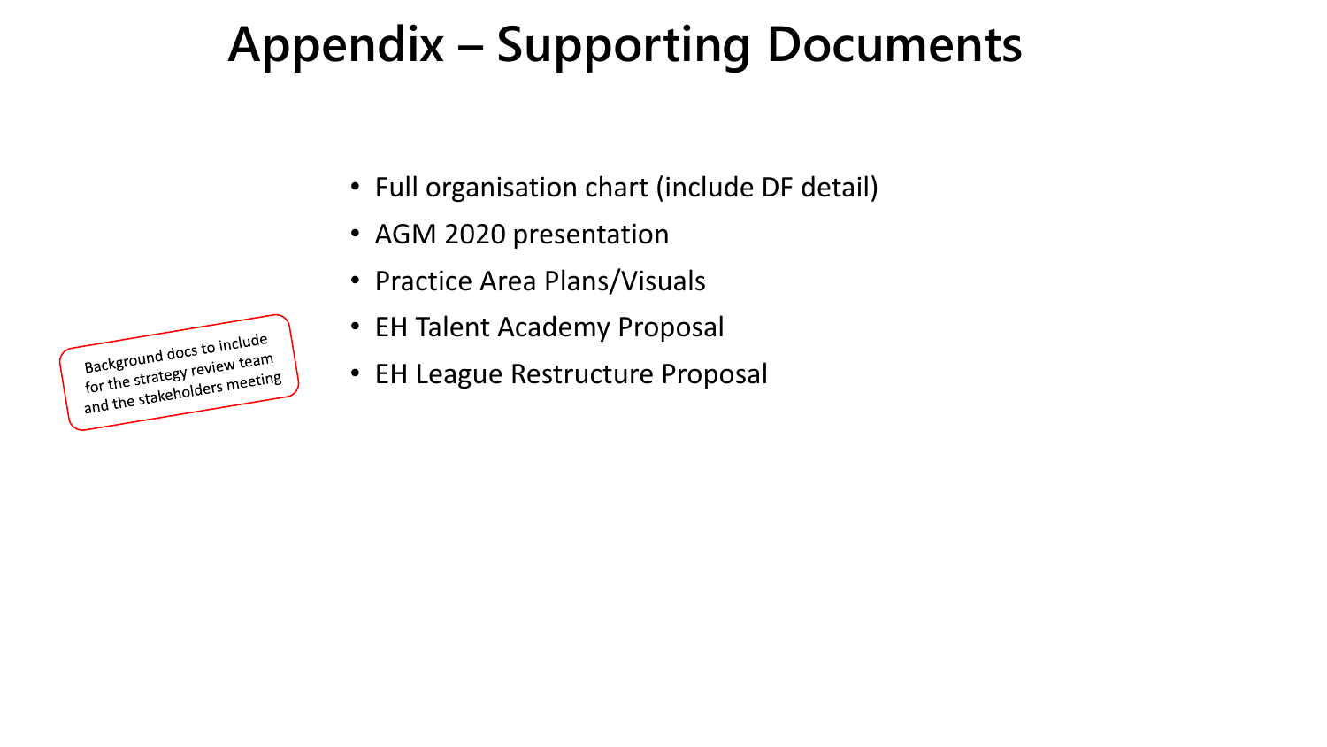# Appendix – Supporting Documents

Background docs to include for the strategy review team and the stakeholders meeting

- Full organisation chart (include DF detail)
- AGM 2020 presentation
- Practice Area Plans/Visuals
- EH Talent Academy Proposal
- EH League Restructure Proposal